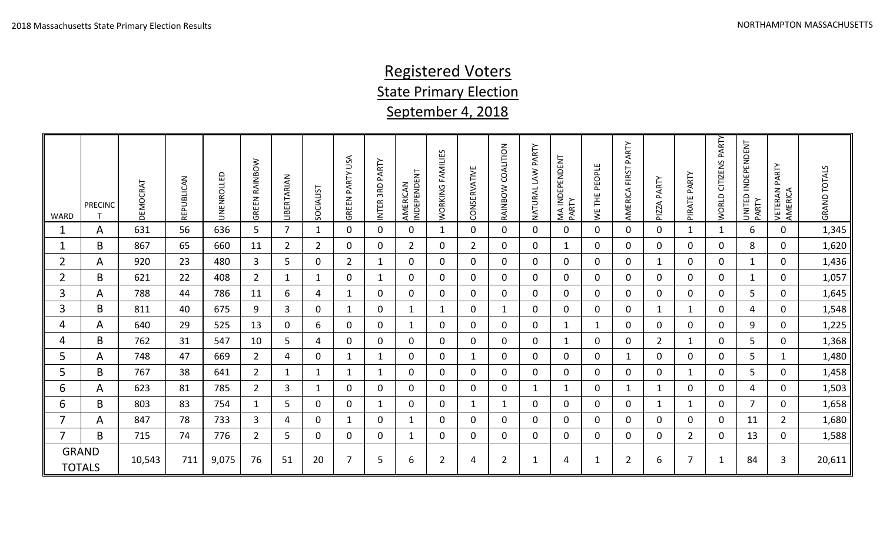# Registered Voters

## State Primary Election

## September 4, 2018

| WARD | PRECINCT | DEMOCRAT | REPUBLICAN | UNENROLLED | GREEN RAINBOW | LIBERTARIAN | SOCIALIST | GREEN PARTY USA | INTER 3RD PARTY | AMERICAN INDEPENDENT | WORKING FAMILIES | CONSERVATIVE | RAINBOW COALITION | NATURAL LAW PARTY | MA INDEPENDENT PARTY | WE THE PEOPLE | AMERICA FIRST PARTY | PIZZA PARTY | PIRATE PARTY | WORLD CITIZENS PARTY | UNITED INDEPENDENT PARTY | VETERAN PARTY AMERICA | GRAND TOTALS |
|---|---|---|---|---|---|---|---|---|---|---|---|---|---|---|---|---|---|---|---|---|---|---|---|
| 1 | A | 631 | 56 | 636 | 5 | 7 | 1 | 0 | 0 | 0 | 1 | 0 | 0 | 0 | 0 | 0 | 0 | 0 | 1 | 1 | 6 | 0 | 1,345 |
| 1 | B | 867 | 65 | 660 | 11 | 2 | 2 | 0 | 0 | 2 | 0 | 2 | 0 | 0 | 1 | 0 | 0 | 0 | 0 | 0 | 8 | 0 | 1,620 |
| 2 | A | 920 | 23 | 480 | 3 | 5 | 0 | 2 | 1 | 0 | 0 | 0 | 0 | 0 | 0 | 0 | 0 | 1 | 0 | 0 | 1 | 0 | 1,436 |
| 2 | B | 621 | 22 | 408 | 2 | 1 | 1 | 0 | 1 | 0 | 0 | 0 | 0 | 0 | 0 | 0 | 0 | 0 | 0 | 0 | 1 | 0 | 1,057 |
| 3 | A | 788 | 44 | 786 | 11 | 6 | 4 | 1 | 0 | 0 | 0 | 0 | 0 | 0 | 0 | 0 | 0 | 0 | 0 | 0 | 5 | 0 | 1,645 |
| 3 | B | 811 | 40 | 675 | 9 | 3 | 0 | 1 | 0 | 1 | 1 | 0 | 1 | 0 | 0 | 0 | 0 | 1 | 1 | 0 | 4 | 0 | 1,548 |
| 4 | A | 640 | 29 | 525 | 13 | 0 | 6 | 0 | 0 | 1 | 0 | 0 | 0 | 0 | 1 | 1 | 0 | 0 | 0 | 0 | 9 | 0 | 1,225 |
| 4 | B | 762 | 31 | 547 | 10 | 5 | 4 | 0 | 0 | 0 | 0 | 0 | 0 | 0 | 1 | 0 | 0 | 2 | 1 | 0 | 5 | 0 | 1,368 |
| 5 | A | 748 | 47 | 669 | 2 | 4 | 0 | 1 | 1 | 0 | 0 | 1 | 0 | 0 | 0 | 0 | 1 | 0 | 0 | 0 | 5 | 1 | 1,480 |
| 5 | B | 767 | 38 | 641 | 2 | 1 | 1 | 1 | 1 | 0 | 0 | 0 | 0 | 0 | 0 | 0 | 0 | 0 | 1 | 0 | 5 | 0 | 1,458 |
| 6 | A | 623 | 81 | 785 | 2 | 3 | 1 | 0 | 0 | 0 | 0 | 0 | 0 | 1 | 1 | 0 | 1 | 1 | 0 | 0 | 4 | 0 | 1,503 |
| 6 | B | 803 | 83 | 754 | 1 | 5 | 0 | 0 | 1 | 0 | 0 | 1 | 1 | 0 | 0 | 0 | 0 | 1 | 1 | 0 | 7 | 0 | 1,658 |
| 7 | A | 847 | 78 | 733 | 3 | 4 | 0 | 1 | 0 | 1 | 0 | 0 | 0 | 0 | 0 | 0 | 0 | 0 | 0 | 0 | 11 | 2 | 1,680 |
| 7 | B | 715 | 74 | 776 | 2 | 5 | 0 | 0 | 0 | 1 | 0 | 0 | 0 | 0 | 0 | 0 | 0 | 0 | 2 | 0 | 13 | 0 | 1,588 |
| GRAND TOTALS | | 10,543 | 711 | 9,075 | 76 | 51 | 20 | 7 | 5 | 6 | 2 | 4 | 2 | 1 | 4 | 1 | 2 | 6 | 7 | 1 | 84 | 3 | 20,611 |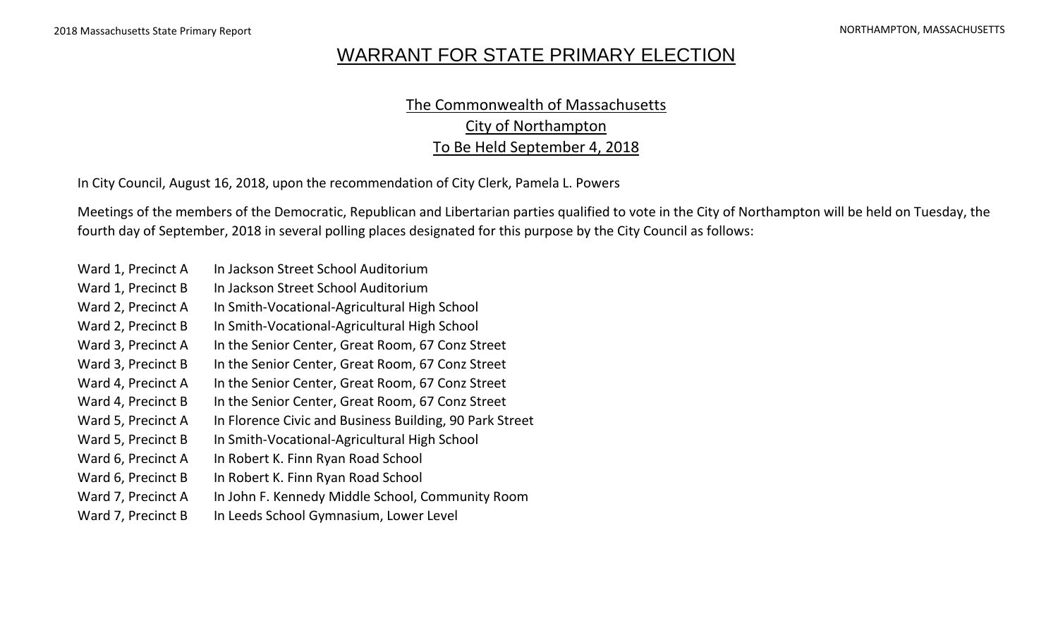# WARRANT FOR STATE PRIMARY ELECTION

## The Commonwealth of Massachusetts
## City of Northampton
## To Be Held September 4, 2018

In City Council, August 16, 2018, upon the recommendation of City Clerk, Pamela L. Powers

Meetings of the members of the Democratic, Republican and Libertarian parties qualified to vote in the City of Northampton will be held on Tuesday, the fourth day of September, 2018 in several polling places designated for this purpose by the City Council as follows:

| | |
|---|---|
| Ward 1, Precinct A | In Jackson Street School Auditorium |
| Ward 1, Precinct B | In Jackson Street School Auditorium |
| Ward 2, Precinct A | In Smith-Vocational-Agricultural High School |
| Ward 2, Precinct B | In Smith-Vocational-Agricultural High School |
| Ward 3, Precinct A | In the Senior Center, Great Room, 67 Conz Street |
| Ward 3, Precinct B | In the Senior Center, Great Room, 67 Conz Street |
| Ward 4, Precinct A | In the Senior Center, Great Room, 67 Conz Street |
| Ward 4, Precinct B | In the Senior Center, Great Room, 67 Conz Street |
| Ward 5, Precinct A | In Florence Civic and Business Building, 90 Park Street |
| Ward 5, Precinct B | In Smith-Vocational-Agricultural High School |
| Ward 6, Precinct A | In Robert K. Finn Ryan Road School |
| Ward 6, Precinct B | In Robert K. Finn Ryan Road School |
| Ward 7, Precinct A | In John F. Kennedy Middle School, Community Room |
| Ward 7, Precinct B | In Leeds School Gymnasium, Lower Level |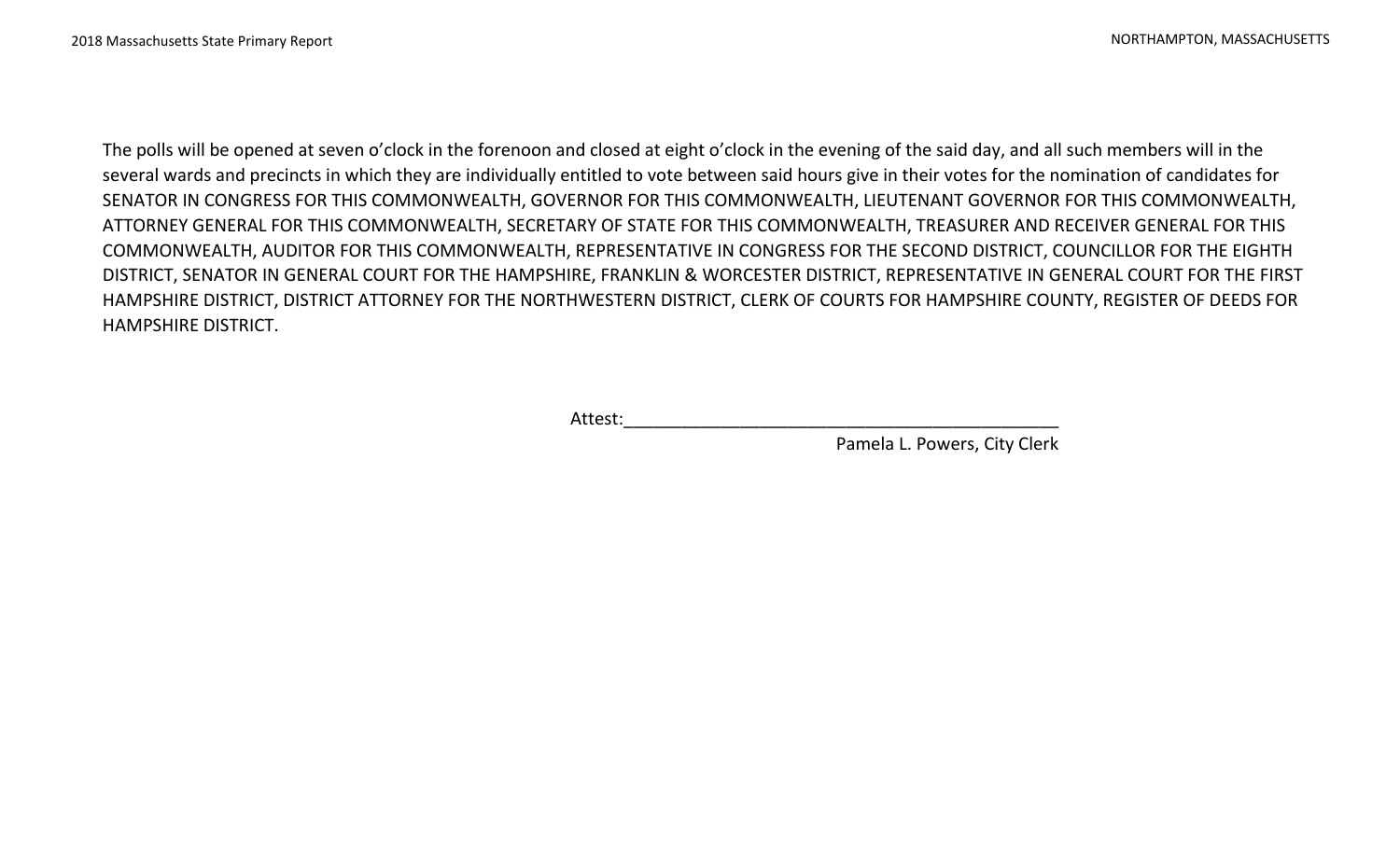The polls will be opened at seven o'clock in the forenoon and closed at eight o'clock in the evening of the said day, and all such members will in the several wards and precincts in which they are individually entitled to vote between said hours give in their votes for the nomination of candidates for SENATOR IN CONGRESS FOR THIS COMMONWEALTH, GOVERNOR FOR THIS COMMONWEALTH, LIEUTENANT GOVERNOR FOR THIS COMMONWEALTH, ATTORNEY GENERAL FOR THIS COMMONWEALTH, SECRETARY OF STATE FOR THIS COMMONWEALTH, TREASURER AND RECEIVER GENERAL FOR THIS COMMONWEALTH, AUDITOR FOR THIS COMMONWEALTH, REPRESENTATIVE IN CONGRESS FOR THE SECOND DISTRICT, COUNCILLOR FOR THE EIGHTH DISTRICT, SENATOR IN GENERAL COURT FOR THE HAMPSHIRE, FRANKLIN & WORCESTER DISTRICT, REPRESENTATIVE IN GENERAL COURT FOR THE FIRST HAMPSHIRE DISTRICT, DISTRICT ATTORNEY FOR THE NORTHWESTERN DISTRICT, CLERK OF COURTS FOR HAMPSHIRE COUNTY, REGISTER OF DEEDS FOR HAMPSHIRE DISTRICT.

Attest:_____________________________________________

Pamela L. Powers, City Clerk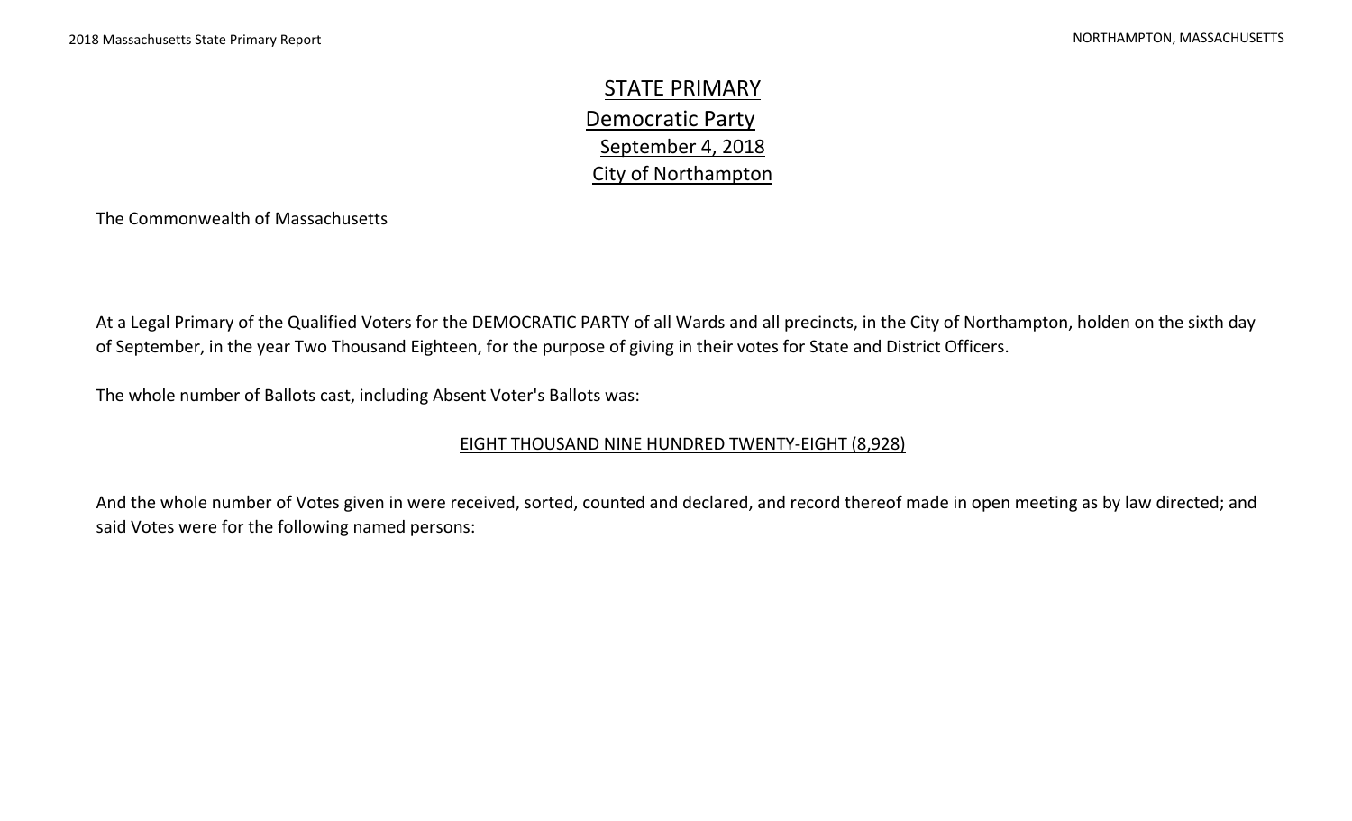# STATE PRIMARY

## Democratic Party

### September 4, 2018

### City of Northampton

The Commonwealth of Massachusetts

At a Legal Primary of the Qualified Voters for the DEMOCRATIC PARTY of all Wards and all precincts, in the City of Northampton, holden on the sixth day of September, in the year Two Thousand Eighteen, for the purpose of giving in their votes for State and District Officers.

The whole number of Ballots cast, including Absent Voter's Ballots was:

EIGHT THOUSAND NINE HUNDRED TWENTY-EIGHT (8,928)

And the whole number of Votes given in were received, sorted, counted and declared, and record thereof made in open meeting as by law directed; and said Votes were for the following named persons: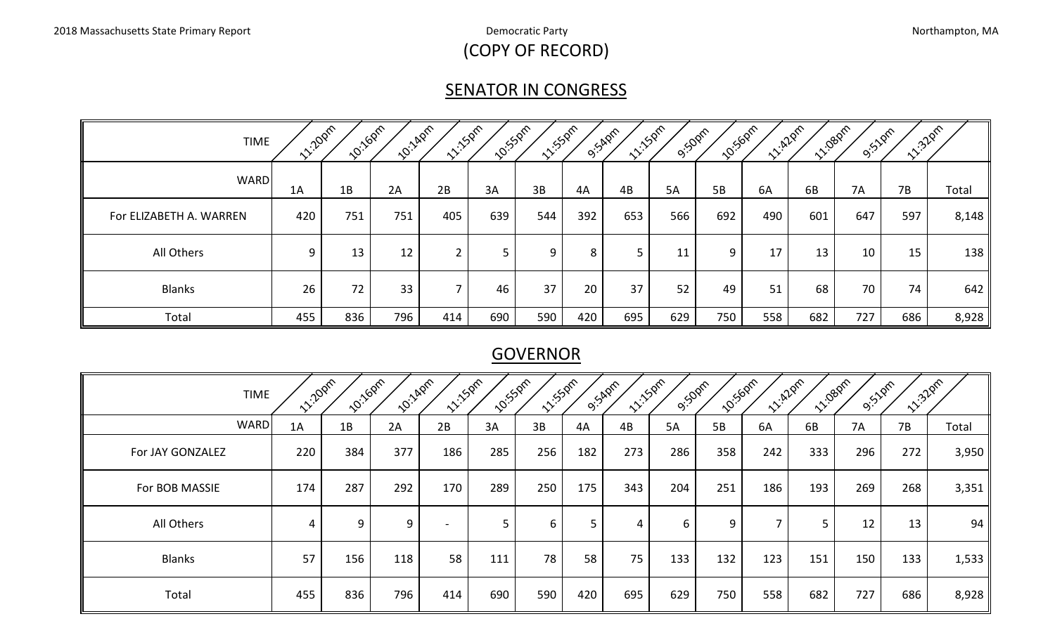2018 Massachusetts State Primary Report — Democratic Party — Northampton, MA

(COPY OF RECORD)

## SENATOR IN CONGRESS

| TIME | 11:20pm | 10:16pm | 10:14pm | 11:15pm | 10:55pm | 11:55pm | 9:54pm | 11:15pm | 9:50pm | 10:56pm | 11:42pm | 11:08pm | 9:51pm | 11:32pm | |
|---|---|---|---|---|---|---|---|---|---|---|---|---|---|---|---|
| WARD | 1A | 1B | 2A | 2B | 3A | 3B | 4A | 4B | 5A | 5B | 6A | 6B | 7A | 7B | Total |
| For ELIZABETH A. WARREN | 420 | 751 | 751 | 405 | 639 | 544 | 392 | 653 | 566 | 692 | 490 | 601 | 647 | 597 | 8,148 |
| All Others | 9 | 13 | 12 | 2 | 5 | 9 | 8 | 5 | 11 | 9 | 17 | 13 | 10 | 15 | 138 |
| Blanks | 26 | 72 | 33 | 7 | 46 | 37 | 20 | 37 | 52 | 49 | 51 | 68 | 70 | 74 | 642 |
| Total | 455 | 836 | 796 | 414 | 690 | 590 | 420 | 695 | 629 | 750 | 558 | 682 | 727 | 686 | 8,928 |

## GOVERNOR

| TIME | 11:20pm | 10:16pm | 10:14pm | 11:15pm | 10:55pm | 11:55pm | 9:54pm | 11:15pm | 9:50pm | 10:56pm | 11:42pm | 11:08pm | 9:51pm | 11:32pm | |
|---|---|---|---|---|---|---|---|---|---|---|---|---|---|---|---|
| WARD | 1A | 1B | 2A | 2B | 3A | 3B | 4A | 4B | 5A | 5B | 6A | 6B | 7A | 7B | Total |
| For JAY GONZALEZ | 220 | 384 | 377 | 186 | 285 | 256 | 182 | 273 | 286 | 358 | 242 | 333 | 296 | 272 | 3,950 |
| For BOB MASSIE | 174 | 287 | 292 | 170 | 289 | 250 | 175 | 343 | 204 | 251 | 186 | 193 | 269 | 268 | 3,351 |
| All Others | 4 | 9 | 9 | - | 5 | 6 | 5 | 4 | 6 | 9 | 7 | 5 | 12 | 13 | 94 |
| Blanks | 57 | 156 | 118 | 58 | 111 | 78 | 58 | 75 | 133 | 132 | 123 | 151 | 150 | 133 | 1,533 |
| Total | 455 | 836 | 796 | 414 | 690 | 590 | 420 | 695 | 629 | 750 | 558 | 682 | 727 | 686 | 8,928 |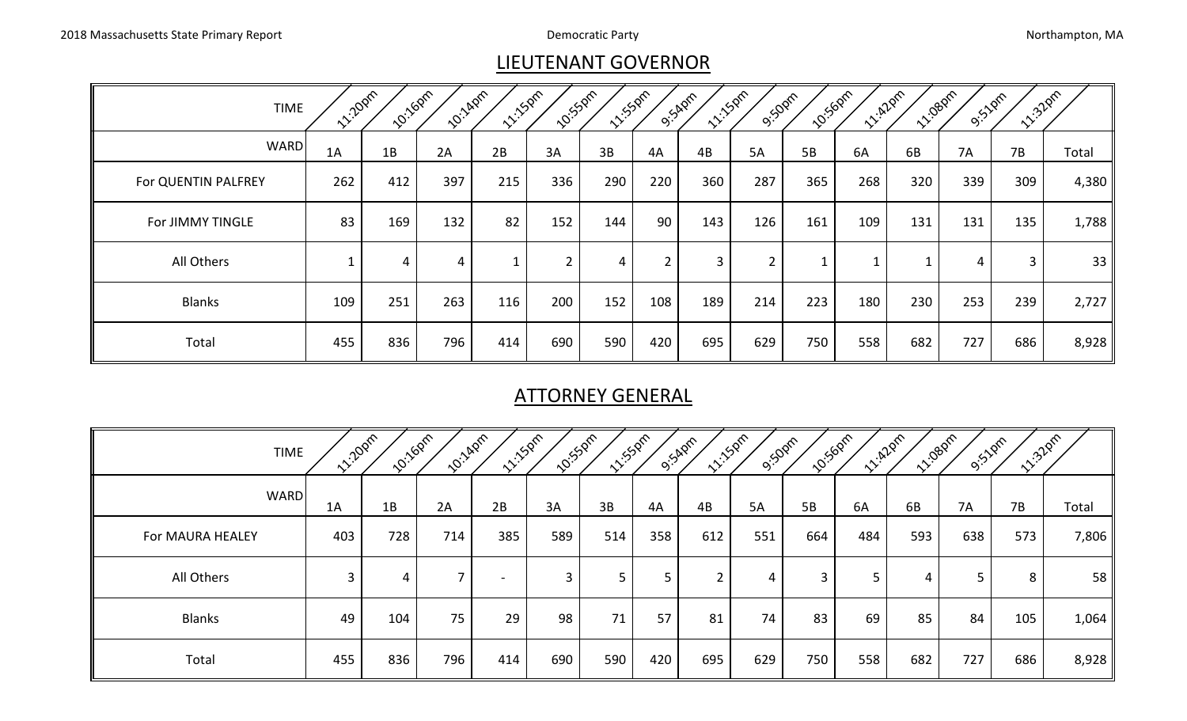## LIEUTENANT GOVERNOR

| TIME | 11:20pm | 10:16pm | 10:14pm | 11:15pm | 10:55pm | 11:55pm | 9:54pm | 11:15pm | 9:50pm | 10:56pm | 11:42pm | 11:08pm | 9:51pm | 11:32pm | |
|---|---|---|---|---|---|---|---|---|---|---|---|---|---|---|---|
| WARD | 1A | 1B | 2A | 2B | 3A | 3B | 4A | 4B | 5A | 5B | 6A | 6B | 7A | 7B | Total |
| For QUENTIN PALFREY | 262 | 412 | 397 | 215 | 336 | 290 | 220 | 360 | 287 | 365 | 268 | 320 | 339 | 309 | 4,380 |
| For JIMMY TINGLE | 83 | 169 | 132 | 82 | 152 | 144 | 90 | 143 | 126 | 161 | 109 | 131 | 131 | 135 | 1,788 |
| All Others | 1 | 4 | 4 | 1 | 2 | 4 | 2 | 3 | 2 | 1 | 1 | 1 | 4 | 3 | 33 |
| Blanks | 109 | 251 | 263 | 116 | 200 | 152 | 108 | 189 | 214 | 223 | 180 | 230 | 253 | 239 | 2,727 |
| Total | 455 | 836 | 796 | 414 | 690 | 590 | 420 | 695 | 629 | 750 | 558 | 682 | 727 | 686 | 8,928 |

## ATTORNEY GENERAL

| TIME | 11:20pm | 10:16pm | 10:14pm | 11:15pm | 10:55pm | 11:55pm | 9:54pm | 11:15pm | 9:50pm | 10:56pm | 11:42pm | 11:08pm | 9:51pm | 11:32pm | |
|---|---|---|---|---|---|---|---|---|---|---|---|---|---|---|---|
| WARD | 1A | 1B | 2A | 2B | 3A | 3B | 4A | 4B | 5A | 5B | 6A | 6B | 7A | 7B | Total |
| For MAURA HEALEY | 403 | 728 | 714 | 385 | 589 | 514 | 358 | 612 | 551 | 664 | 484 | 593 | 638 | 573 | 7,806 |
| All Others | 3 | 4 | 7 | - | 3 | 5 | 5 | 2 | 4 | 3 | 5 | 4 | 5 | 8 | 58 |
| Blanks | 49 | 104 | 75 | 29 | 98 | 71 | 57 | 81 | 74 | 83 | 69 | 85 | 84 | 105 | 1,064 |
| Total | 455 | 836 | 796 | 414 | 690 | 590 | 420 | 695 | 629 | 750 | 558 | 682 | 727 | 686 | 8,928 |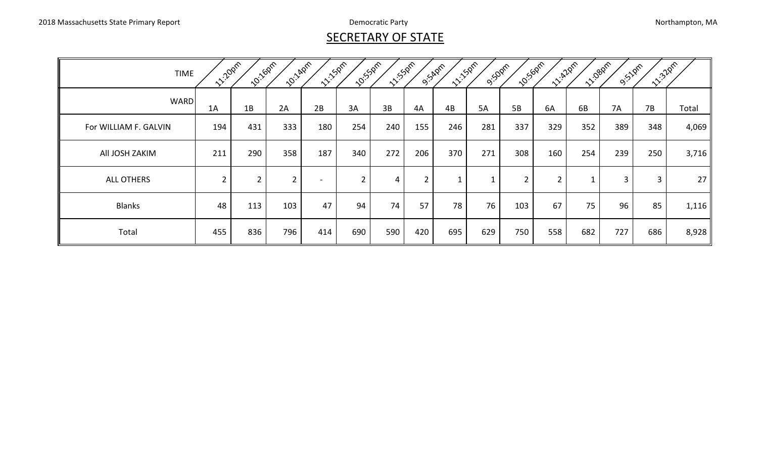2018 Massachusetts State Primary Report

Democratic Party

Northampton, MA

## SECRETARY OF STATE

| TIME | 11:20pm | 10:16pm | 10:14pm | 11:15pm | 10:55pm | 11:55pm | 9:54pm | 11:15pm | 9:50pm | 10:56pm | 11:42pm | 11:08pm | 9:51pm | 11:32pm | |
|---|---|---|---|---|---|---|---|---|---|---|---|---|---|---|---|
| WARD | 1A | 1B | 2A | 2B | 3A | 3B | 4A | 4B | 5A | 5B | 6A | 6B | 7A | 7B | Total |
| For WILLIAM F. GALVIN | 194 | 431 | 333 | 180 | 254 | 240 | 155 | 246 | 281 | 337 | 329 | 352 | 389 | 348 | 4,069 |
| All JOSH ZAKIM | 211 | 290 | 358 | 187 | 340 | 272 | 206 | 370 | 271 | 308 | 160 | 254 | 239 | 250 | 3,716 |
| ALL OTHERS | 2 | 2 | 2 | - | 2 | 4 | 2 | 1 | 1 | 2 | 2 | 1 | 3 | 3 | 27 |
| Blanks | 48 | 113 | 103 | 47 | 94 | 74 | 57 | 78 | 76 | 103 | 67 | 75 | 96 | 85 | 1,116 |
| Total | 455 | 836 | 796 | 414 | 690 | 590 | 420 | 695 | 629 | 750 | 558 | 682 | 727 | 686 | 8,928 |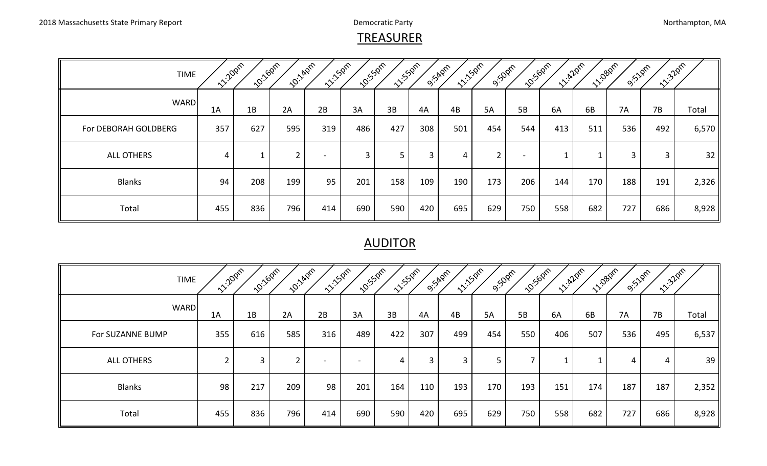## TREASURER

| TIME | 11:20pm | 10:16pm | 10:14pm | 11:15pm | 10:55pm | 11:55pm | 9:54pm | 11:15pm | 9:50pm | 10:56pm | 11:42pm | 11:08pm | 9:51pm | 11:32pm | |
|---|---|---|---|---|---|---|---|---|---|---|---|---|---|---|---|
| WARD | 1A | 1B | 2A | 2B | 3A | 3B | 4A | 4B | 5A | 5B | 6A | 6B | 7A | 7B | Total |
| For DEBORAH GOLDBERG | 357 | 627 | 595 | 319 | 486 | 427 | 308 | 501 | 454 | 544 | 413 | 511 | 536 | 492 | 6,570 |
| ALL OTHERS | 4 | 1 | 2 | - | 3 | 5 | 3 | 4 | 2 | - | 1 | 1 | 3 | 3 | 32 |
| Blanks | 94 | 208 | 199 | 95 | 201 | 158 | 109 | 190 | 173 | 206 | 144 | 170 | 188 | 191 | 2,326 |
| Total | 455 | 836 | 796 | 414 | 690 | 590 | 420 | 695 | 629 | 750 | 558 | 682 | 727 | 686 | 8,928 |

## AUDITOR

| TIME | 11:20pm | 10:16pm | 10:14pm | 11:15pm | 10:55pm | 11:55pm | 9:54pm | 11:15pm | 9:50pm | 10:56pm | 11:42pm | 11:08pm | 9:51pm | 11:32pm | |
|---|---|---|---|---|---|---|---|---|---|---|---|---|---|---|---|
| WARD | 1A | 1B | 2A | 2B | 3A | 3B | 4A | 4B | 5A | 5B | 6A | 6B | 7A | 7B | Total |
| For SUZANNE BUMP | 355 | 616 | 585 | 316 | 489 | 422 | 307 | 499 | 454 | 550 | 406 | 507 | 536 | 495 | 6,537 |
| ALL OTHERS | 2 | 3 | 2 | - | - | 4 | 3 | 3 | 5 | 7 | 1 | 1 | 4 | 4 | 39 |
| Blanks | 98 | 217 | 209 | 98 | 201 | 164 | 110 | 193 | 170 | 193 | 151 | 174 | 187 | 187 | 2,352 |
| Total | 455 | 836 | 796 | 414 | 690 | 590 | 420 | 695 | 629 | 750 | 558 | 682 | 727 | 686 | 8,928 |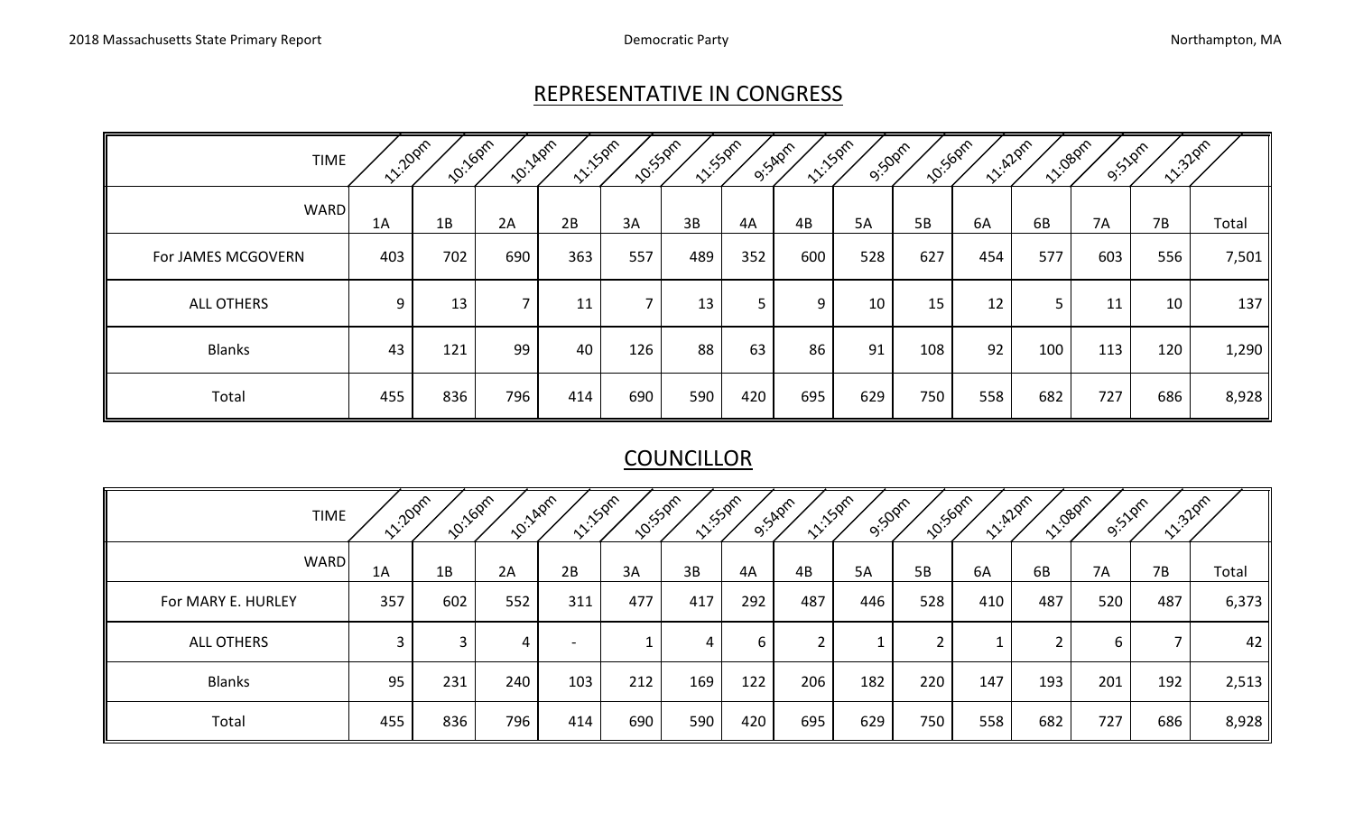## REPRESENTATIVE IN CONGRESS

| TIME | 11:20pm | 10:16pm | 10:14pm | 11:15pm | 10:55pm | 11:55pm | 9:54pm | 11:15pm | 9:50pm | 10:56pm | 11:42pm | 11:08pm | 9:51pm | 11:32pm | |
|---|---|---|---|---|---|---|---|---|---|---|---|---|---|---|---|
| WARD | 1A | 1B | 2A | 2B | 3A | 3B | 4A | 4B | 5A | 5B | 6A | 6B | 7A | 7B | Total |
| For JAMES MCGOVERN | 403 | 702 | 690 | 363 | 557 | 489 | 352 | 600 | 528 | 627 | 454 | 577 | 603 | 556 | 7,501 |
| ALL OTHERS | 9 | 13 | 7 | 11 | 7 | 13 | 5 | 9 | 10 | 15 | 12 | 5 | 11 | 10 | 137 |
| Blanks | 43 | 121 | 99 | 40 | 126 | 88 | 63 | 86 | 91 | 108 | 92 | 100 | 113 | 120 | 1,290 |
| Total | 455 | 836 | 796 | 414 | 690 | 590 | 420 | 695 | 629 | 750 | 558 | 682 | 727 | 686 | 8,928 |

## COUNCILLOR

| TIME | 11:20pm | 10:16pm | 10:14pm | 11:15pm | 10:55pm | 11:55pm | 9:54pm | 11:15pm | 9:50pm | 10:56pm | 11:42pm | 11:08pm | 9:51pm | 11:32pm | |
|---|---|---|---|---|---|---|---|---|---|---|---|---|---|---|---|
| WARD | 1A | 1B | 2A | 2B | 3A | 3B | 4A | 4B | 5A | 5B | 6A | 6B | 7A | 7B | Total |
| For MARY E. HURLEY | 357 | 602 | 552 | 311 | 477 | 417 | 292 | 487 | 446 | 528 | 410 | 487 | 520 | 487 | 6,373 |
| ALL OTHERS | 3 | 3 | 4 | - | 1 | 4 | 6 | 2 | 1 | 2 | 1 | 2 | 6 | 7 | 42 |
| Blanks | 95 | 231 | 240 | 103 | 212 | 169 | 122 | 206 | 182 | 220 | 147 | 193 | 201 | 192 | 2,513 |
| Total | 455 | 836 | 796 | 414 | 690 | 590 | 420 | 695 | 629 | 750 | 558 | 682 | 727 | 686 | 8,928 |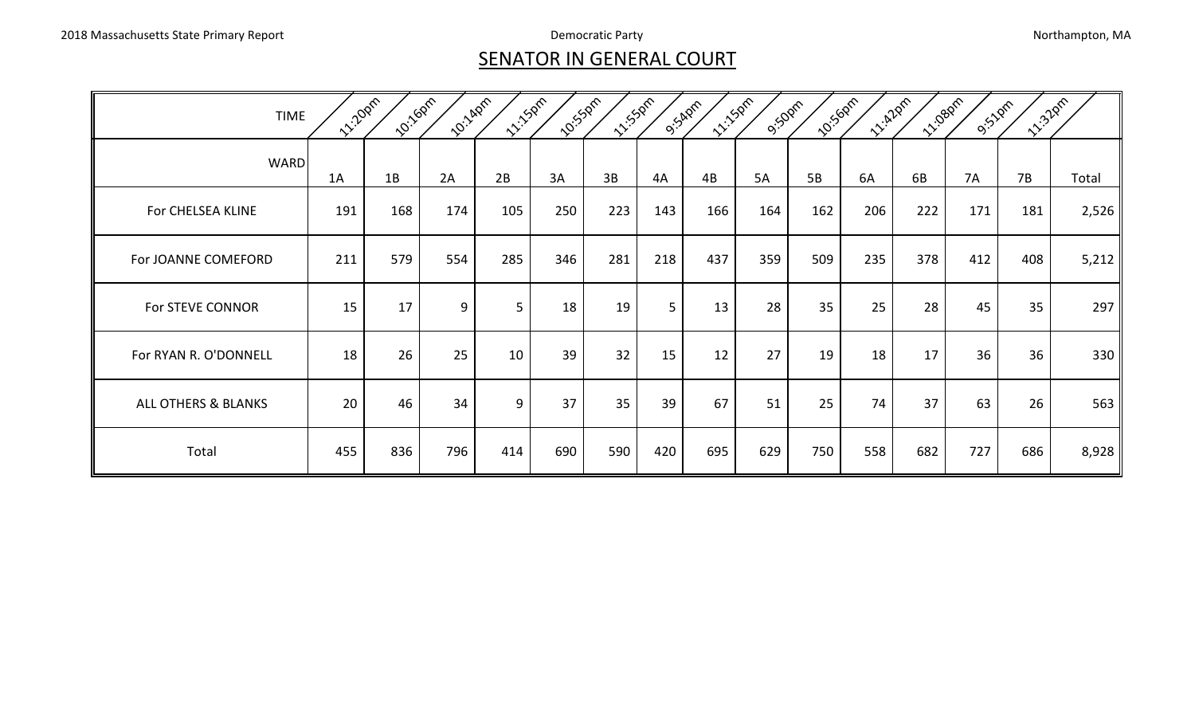## SENATOR IN GENERAL COURT

| TIME | 11:20pm | 10:16pm | 10:14pm | 11:15pm | 10:55pm | 11:55pm | 9:54pm | 11:15pm | 9:50pm | 10:56pm | 11:42pm | 11:08pm | 9:51pm | 11:32pm | |
|---|---|---|---|---|---|---|---|---|---|---|---|---|---|---|---|
| WARD | 1A | 1B | 2A | 2B | 3A | 3B | 4A | 4B | 5A | 5B | 6A | 6B | 7A | 7B | Total |
| For CHELSEA KLINE | 191 | 168 | 174 | 105 | 250 | 223 | 143 | 166 | 164 | 162 | 206 | 222 | 171 | 181 | 2,526 |
| For JOANNE COMEFORD | 211 | 579 | 554 | 285 | 346 | 281 | 218 | 437 | 359 | 509 | 235 | 378 | 412 | 408 | 5,212 |
| For STEVE CONNOR | 15 | 17 | 9 | 5 | 18 | 19 | 5 | 13 | 28 | 35 | 25 | 28 | 45 | 35 | 297 |
| For RYAN R. O'DONNELL | 18 | 26 | 25 | 10 | 39 | 32 | 15 | 12 | 27 | 19 | 18 | 17 | 36 | 36 | 330 |
| ALL OTHERS & BLANKS | 20 | 46 | 34 | 9 | 37 | 35 | 39 | 67 | 51 | 25 | 74 | 37 | 63 | 26 | 563 |
| Total | 455 | 836 | 796 | 414 | 690 | 590 | 420 | 695 | 629 | 750 | 558 | 682 | 727 | 686 | 8,928 |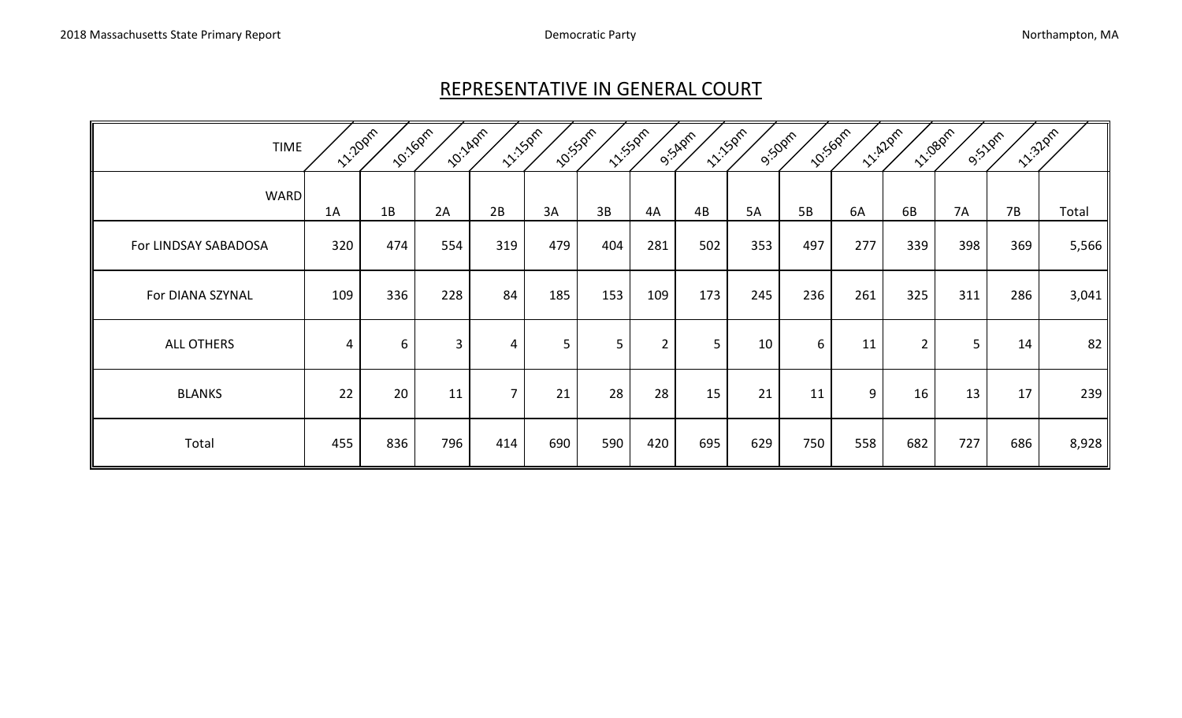## REPRESENTATIVE IN GENERAL COURT

| TIME | 11:20pm | 10:16pm | 10:14pm | 11:15pm | 10:55pm | 11:55pm | 9:54pm | 11:15pm | 9:50pm | 10:56pm | 11:42pm | 11:08pm | 9:51pm | 11:32pm | |
|---|---|---|---|---|---|---|---|---|---|---|---|---|---|---|---|
| WARD | 1A | 1B | 2A | 2B | 3A | 3B | 4A | 4B | 5A | 5B | 6A | 6B | 7A | 7B | Total |
| For LINDSAY SABADOSA | 320 | 474 | 554 | 319 | 479 | 404 | 281 | 502 | 353 | 497 | 277 | 339 | 398 | 369 | 5,566 |
| For DIANA SZYNAL | 109 | 336 | 228 | 84 | 185 | 153 | 109 | 173 | 245 | 236 | 261 | 325 | 311 | 286 | 3,041 |
| ALL OTHERS | 4 | 6 | 3 | 4 | 5 | 5 | 2 | 5 | 10 | 6 | 11 | 2 | 5 | 14 | 82 |
| BLANKS | 22 | 20 | 11 | 7 | 21 | 28 | 28 | 15 | 21 | 11 | 9 | 16 | 13 | 17 | 239 |
| Total | 455 | 836 | 796 | 414 | 690 | 590 | 420 | 695 | 629 | 750 | 558 | 682 | 727 | 686 | 8,928 |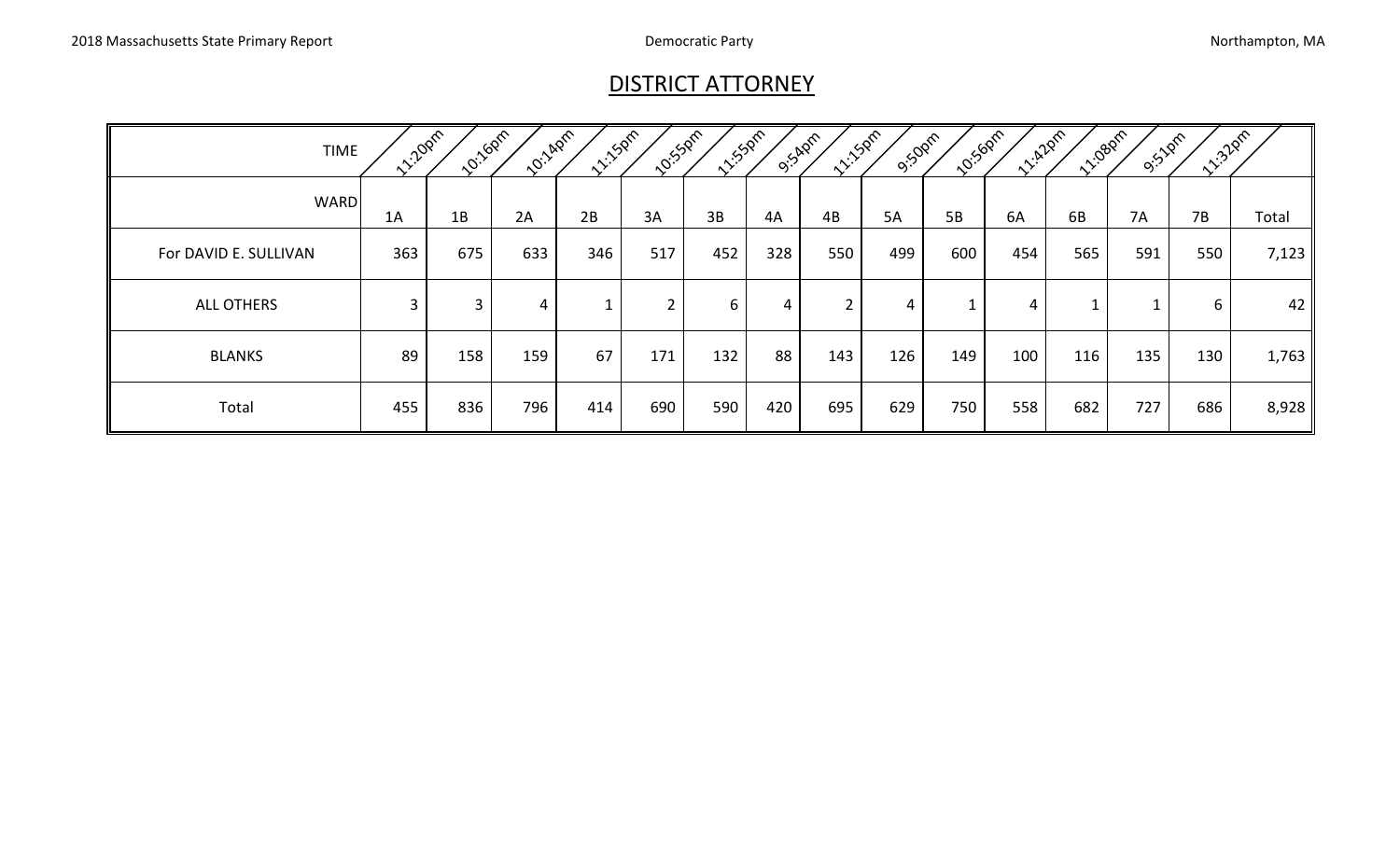## DISTRICT ATTORNEY

| TIME | 11:20pm | 10:16pm | 10:14pm | 11:15pm | 10:55pm | 11:55pm | 9:54pm | 11:15pm | 9:50pm | 10:56pm | 11:42pm | 11:08pm | 9:51pm | 11:32pm | |
|---|---|---|---|---|---|---|---|---|---|---|---|---|---|---|---|
| WARD | 1A | 1B | 2A | 2B | 3A | 3B | 4A | 4B | 5A | 5B | 6A | 6B | 7A | 7B | Total |
| For DAVID E. SULLIVAN | 363 | 675 | 633 | 346 | 517 | 452 | 328 | 550 | 499 | 600 | 454 | 565 | 591 | 550 | 7,123 |
| ALL OTHERS | 3 | 3 | 4 | 1 | 2 | 6 | 4 | 2 | 4 | 1 | 4 | 1 | 1 | 6 | 42 |
| BLANKS | 89 | 158 | 159 | 67 | 171 | 132 | 88 | 143 | 126 | 149 | 100 | 116 | 135 | 130 | 1,763 |
| Total | 455 | 836 | 796 | 414 | 690 | 590 | 420 | 695 | 629 | 750 | 558 | 682 | 727 | 686 | 8,928 |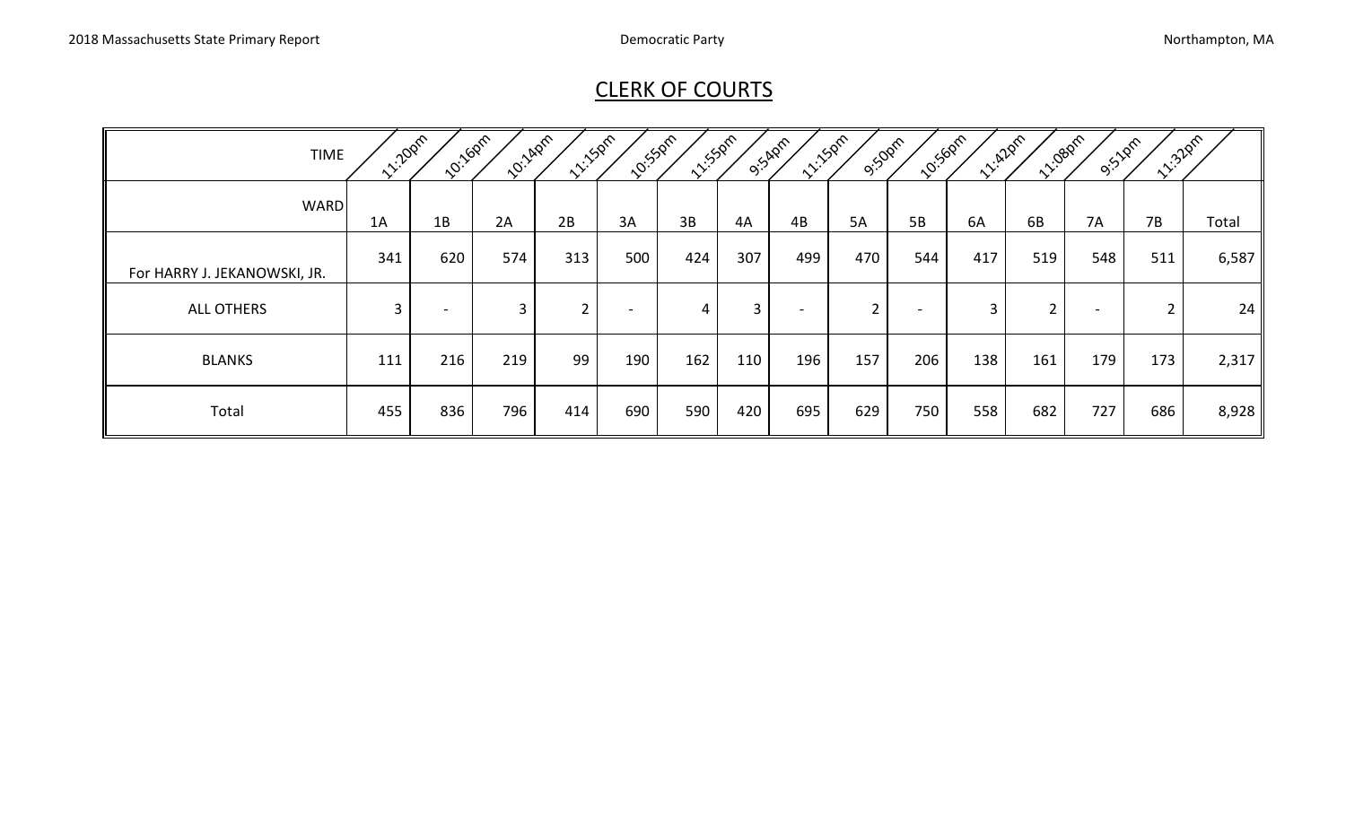## CLERK OF COURTS

| TIME | 11:20pm | 10:16pm | 10:14pm | 11:15pm | 10:55pm | 11:55pm | 9:54pm | 11:15pm | 9:50pm | 10:56pm | 11:42pm | 11:08pm | 9:51pm | 11:32pm | |
|---|---|---|---|---|---|---|---|---|---|---|---|---|---|---|---|
| WARD | 1A | 1B | 2A | 2B | 3A | 3B | 4A | 4B | 5A | 5B | 6A | 6B | 7A | 7B | Total |
| For HARRY J. JEKANOWSKI, JR. | 341 | 620 | 574 | 313 | 500 | 424 | 307 | 499 | 470 | 544 | 417 | 519 | 548 | 511 | 6,587 |
| ALL OTHERS | 3 | - | 3 | 2 | - | 4 | 3 | - | 2 | - | 3 | 2 | - | 2 | 24 |
| BLANKS | 111 | 216 | 219 | 99 | 190 | 162 | 110 | 196 | 157 | 206 | 138 | 161 | 179 | 173 | 2,317 |
| Total | 455 | 836 | 796 | 414 | 690 | 590 | 420 | 695 | 629 | 750 | 558 | 682 | 727 | 686 | 8,928 |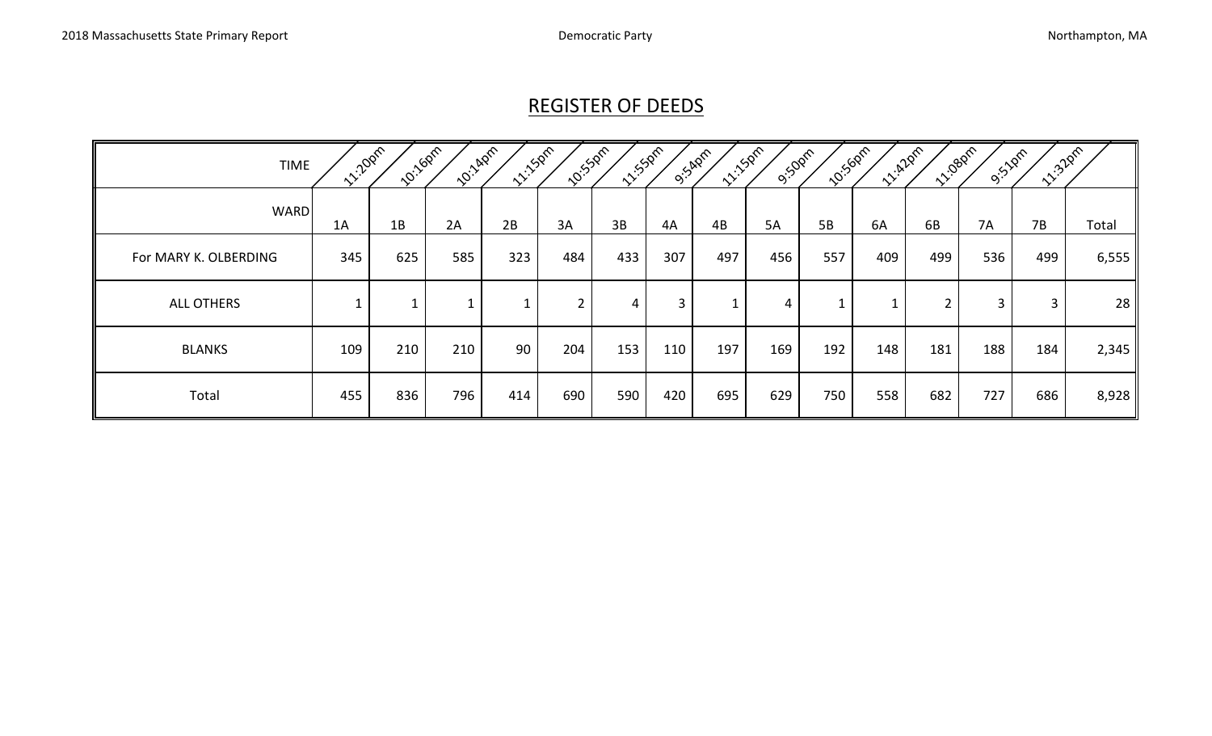## REGISTER OF DEEDS

| TIME | 11:20pm | 10:16pm | 10:14pm | 11:15pm | 10:55pm | 11:55pm | 9:54pm | 11:15pm | 9:50pm | 10:56pm | 11:42pm | 11:08pm | 9:51pm | 11:32pm | |
|---|---|---|---|---|---|---|---|---|---|---|---|---|---|---|---|
| WARD | 1A | 1B | 2A | 2B | 3A | 3B | 4A | 4B | 5A | 5B | 6A | 6B | 7A | 7B | Total |
| For MARY K. OLBERDING | 345 | 625 | 585 | 323 | 484 | 433 | 307 | 497 | 456 | 557 | 409 | 499 | 536 | 499 | 6,555 |
| ALL OTHERS | 1 | 1 | 1 | 1 | 2 | 4 | 3 | 1 | 4 | 1 | 1 | 2 | 3 | 3 | 28 |
| BLANKS | 109 | 210 | 210 | 90 | 204 | 153 | 110 | 197 | 169 | 192 | 148 | 181 | 188 | 184 | 2,345 |
| Total | 455 | 836 | 796 | 414 | 690 | 590 | 420 | 695 | 629 | 750 | 558 | 682 | 727 | 686 | 8,928 |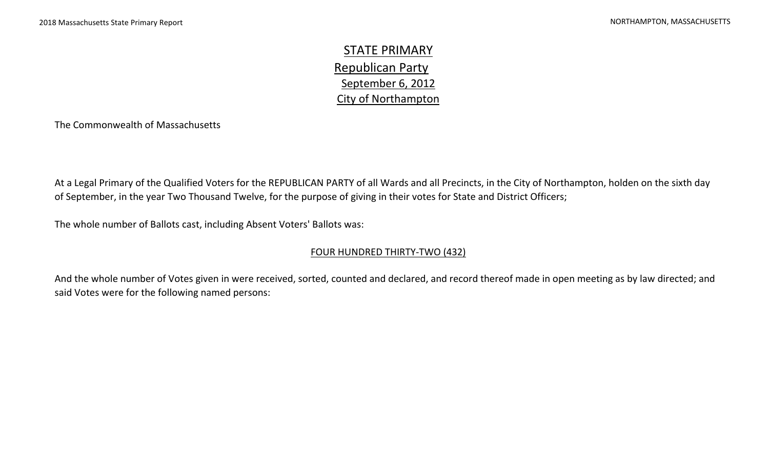# STATE PRIMARY

## Republican Party

### September 6, 2012

### City of Northampton

The Commonwealth of Massachusetts

At a Legal Primary of the Qualified Voters for the REPUBLICAN PARTY of all Wards and all Precincts, in the City of Northampton, holden on the sixth day of September, in the year Two Thousand Twelve, for the purpose of giving in their votes for State and District Officers;

The whole number of Ballots cast, including Absent Voters' Ballots was:

FOUR HUNDRED THIRTY-TWO (432)

And the whole number of Votes given in were received, sorted, counted and declared, and record thereof made in open meeting as by law directed; and said Votes were for the following named persons: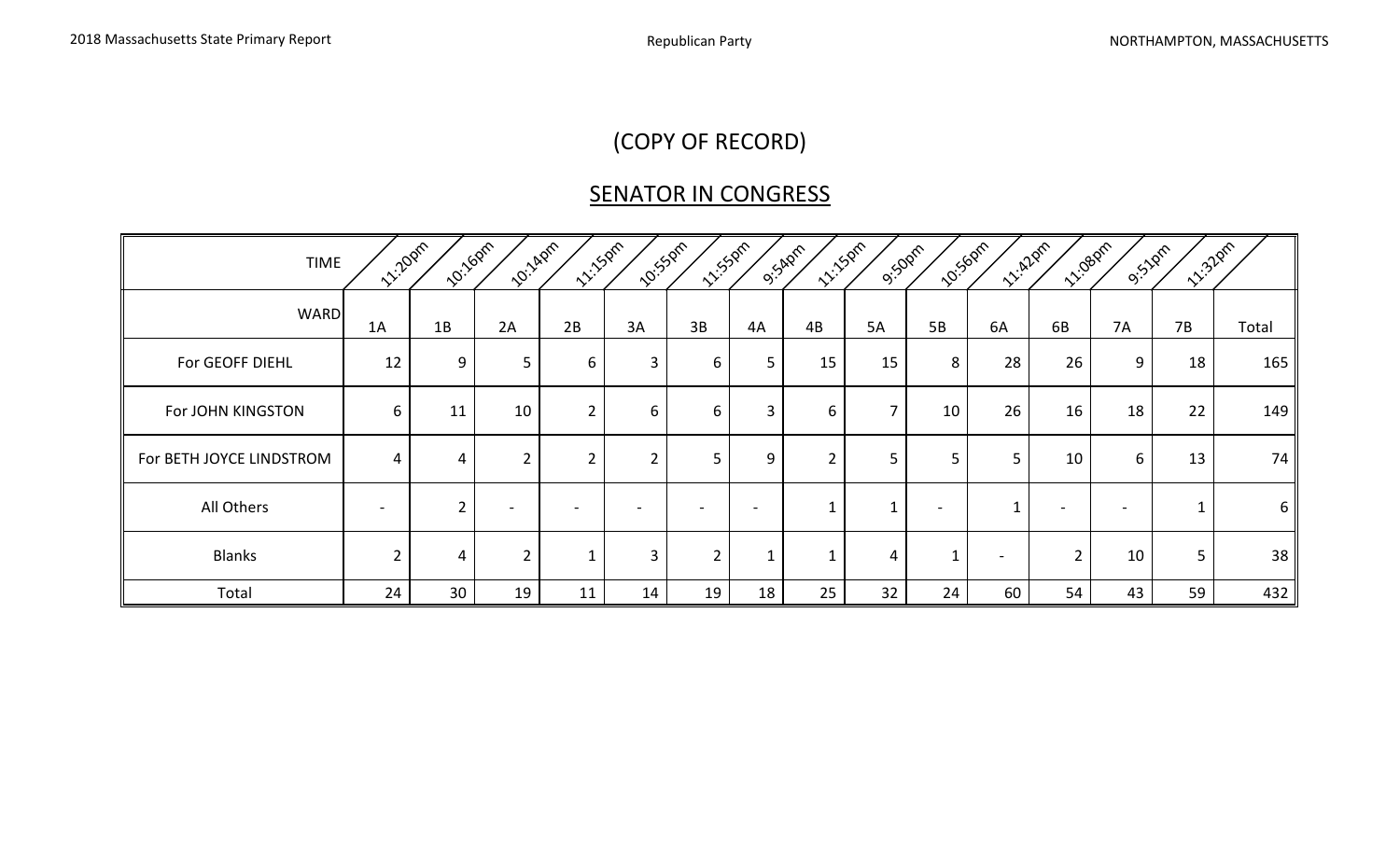(COPY OF RECORD)

## SENATOR IN CONGRESS

| TIME | 11:20pm | 10:16pm | 10:14pm | 11:15pm | 10:55pm | 11:55pm | 9:54pm | 11:15pm | 9:50pm | 10:56pm | 11:42pm | 11:08pm | 9:51pm | 11:32pm | |
|---|---|---|---|---|---|---|---|---|---|---|---|---|---|---|---|
| WARD | 1A | 1B | 2A | 2B | 3A | 3B | 4A | 4B | 5A | 5B | 6A | 6B | 7A | 7B | Total |
| For GEOFF DIEHL | 12 | 9 | 5 | 6 | 3 | 6 | 5 | 15 | 15 | 8 | 28 | 26 | 9 | 18 | 165 |
| For JOHN KINGSTON | 6 | 11 | 10 | 2 | 6 | 6 | 3 | 6 | 7 | 10 | 26 | 16 | 18 | 22 | 149 |
| For BETH JOYCE LINDSTROM | 4 | 4 | 2 | 2 | 2 | 5 | 9 | 2 | 5 | 5 | 5 | 10 | 6 | 13 | 74 |
| All Others | - | 2 | - | - | - | - | - | 1 | 1 | - | 1 | - | - | 1 | 6 |
| Blanks | 2 | 4 | 2 | 1 | 3 | 2 | 1 | 1 | 4 | 1 | - | 2 | 10 | 5 | 38 |
| Total | 24 | 30 | 19 | 11 | 14 | 19 | 18 | 25 | 32 | 24 | 60 | 54 | 43 | 59 | 432 |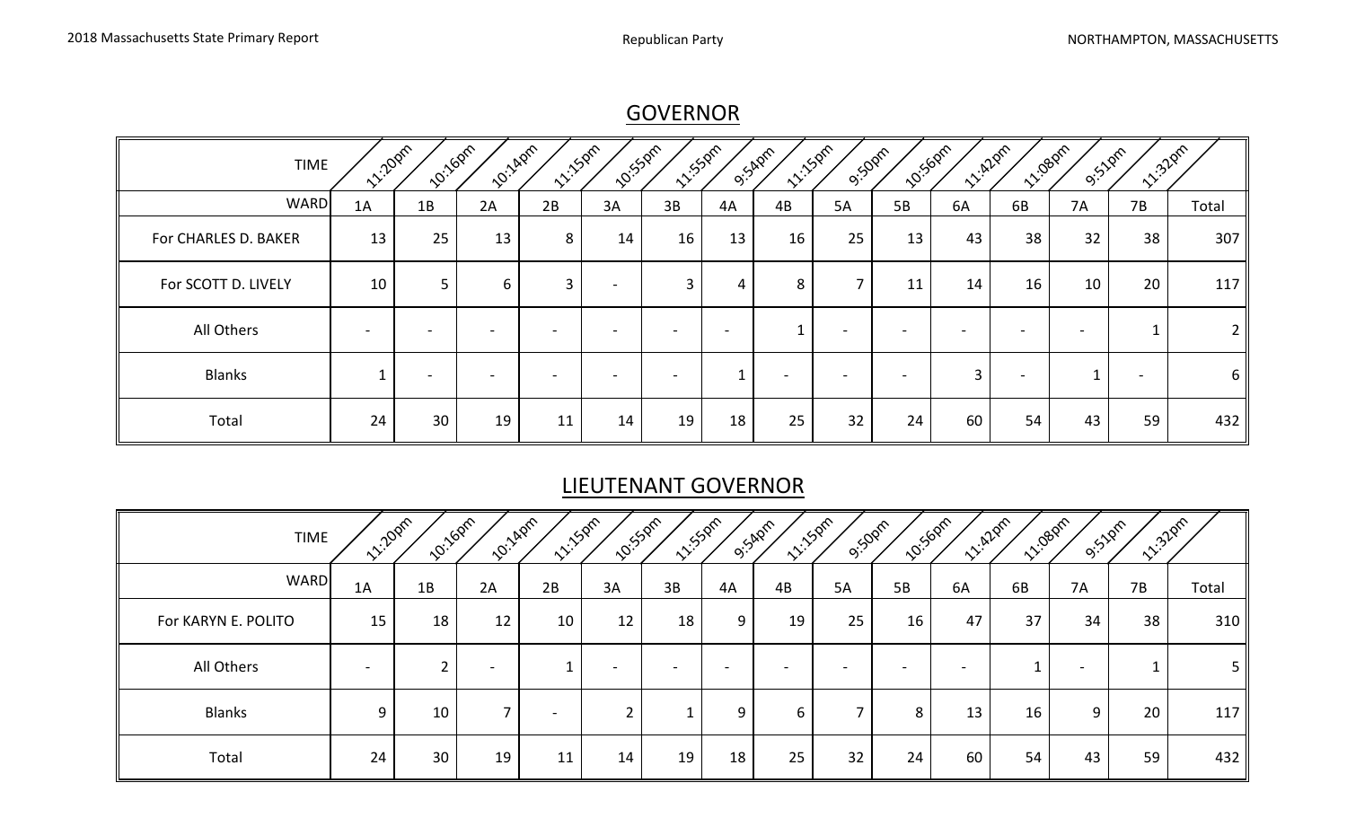## GOVERNOR

| TIME | 11:20pm | 10:16pm | 10:14pm | 11:15pm | 10:55pm | 11:55pm | 9:54pm | 11:15pm | 9:50pm | 10:56pm | 11:42pm | 11:08pm | 9:51pm | 11:32pm | |
|---|---|---|---|---|---|---|---|---|---|---|---|---|---|---|---|
| WARD | 1A | 1B | 2A | 2B | 3A | 3B | 4A | 4B | 5A | 5B | 6A | 6B | 7A | 7B | Total |
| For CHARLES D. BAKER | 13 | 25 | 13 | 8 | 14 | 16 | 13 | 16 | 25 | 13 | 43 | 38 | 32 | 38 | 307 |
| For SCOTT D. LIVELY | 10 | 5 | 6 | 3 | - | 3 | 4 | 8 | 7 | 11 | 14 | 16 | 10 | 20 | 117 |
| All Others | - | - | - | - | - | - | - | 1 | - | - | - | - | - | 1 | 2 |
| Blanks | 1 | - | - | - | - | - | 1 | - | - | - | 3 | - | 1 | - | 6 |
| Total | 24 | 30 | 19 | 11 | 14 | 19 | 18 | 25 | 32 | 24 | 60 | 54 | 43 | 59 | 432 |

## LIEUTENANT GOVERNOR

| TIME | 11:20pm | 10:16pm | 10:14pm | 11:15pm | 10:55pm | 11:55pm | 9:54pm | 11:15pm | 9:50pm | 10:56pm | 11:42pm | 11:08pm | 9:51pm | 11:32pm | |
|---|---|---|---|---|---|---|---|---|---|---|---|---|---|---|---|
| WARD | 1A | 1B | 2A | 2B | 3A | 3B | 4A | 4B | 5A | 5B | 6A | 6B | 7A | 7B | Total |
| For KARYN E. POLITO | 15 | 18 | 12 | 10 | 12 | 18 | 9 | 19 | 25 | 16 | 47 | 37 | 34 | 38 | 310 |
| All Others | - | 2 | - | 1 | - | - | - | - | - | - | - | 1 | - | 1 | 5 |
| Blanks | 9 | 10 | 7 | - | 2 | 1 | 9 | 6 | 7 | 8 | 13 | 16 | 9 | 20 | 117 |
| Total | 24 | 30 | 19 | 11 | 14 | 19 | 18 | 25 | 32 | 24 | 60 | 54 | 43 | 59 | 432 |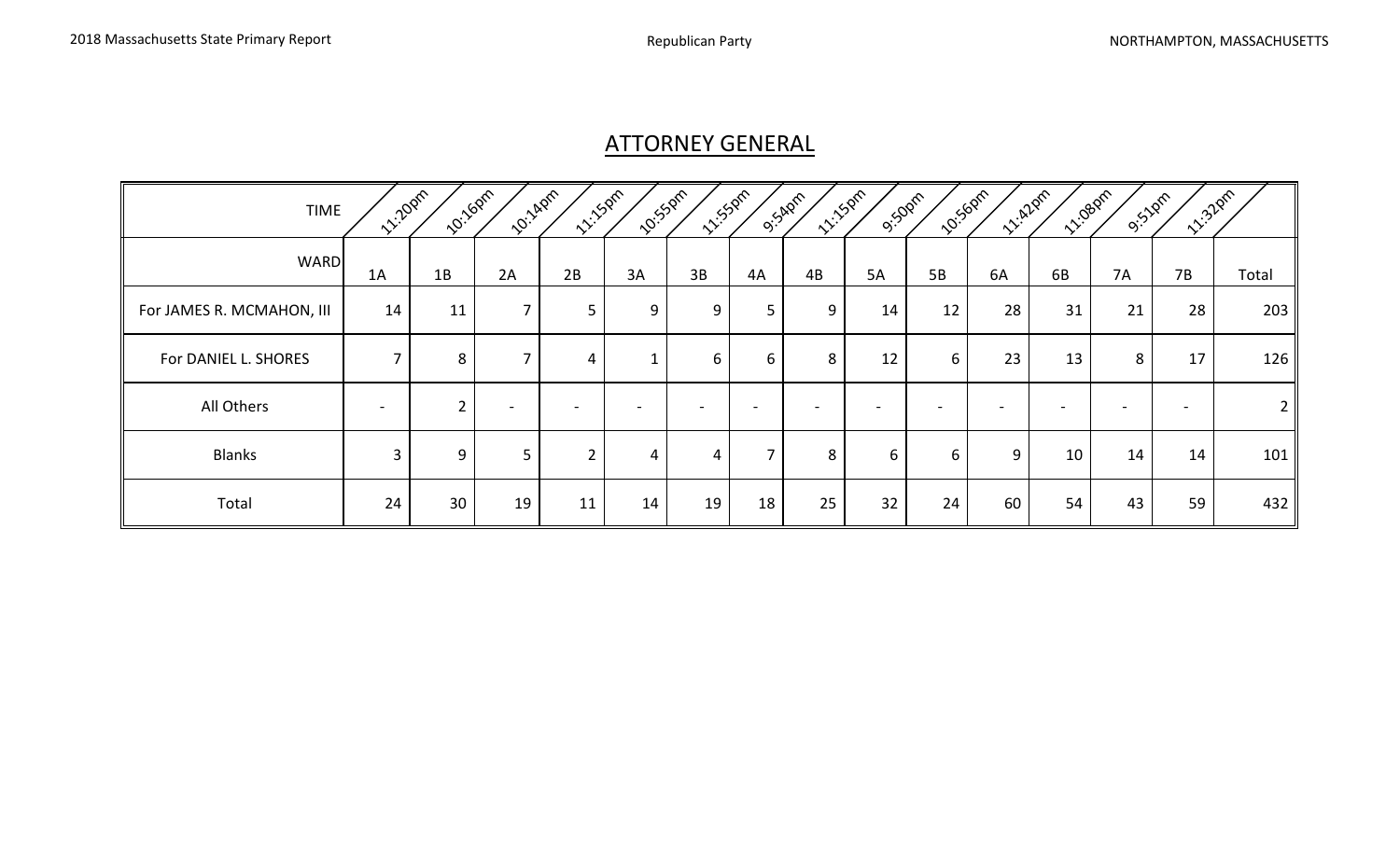## ATTORNEY GENERAL

| TIME | 11:20pm | 10:16pm | 10:14pm | 11:15pm | 10:55pm | 11:55pm | 9:54pm | 11:15pm | 9:50pm | 10:56pm | 11:42pm | 11:08pm | 9:51pm | 11:32pm | |
|---|---|---|---|---|---|---|---|---|---|---|---|---|---|---|---|
| WARD | 1A | 1B | 2A | 2B | 3A | 3B | 4A | 4B | 5A | 5B | 6A | 6B | 7A | 7B | Total |
| For JAMES R. MCMAHON, III | 14 | 11 | 7 | 5 | 9 | 9 | 5 | 9 | 14 | 12 | 28 | 31 | 21 | 28 | 203 |
| For DANIEL L. SHORES | 7 | 8 | 7 | 4 | 1 | 6 | 6 | 8 | 12 | 6 | 23 | 13 | 8 | 17 | 126 |
| All Others | - | 2 | - | - | - | - | - | - | - | - | - | - | - | - | 2 |
| Blanks | 3 | 9 | 5 | 2 | 4 | 4 | 7 | 8 | 6 | 6 | 9 | 10 | 14 | 14 | 101 |
| Total | 24 | 30 | 19 | 11 | 14 | 19 | 18 | 25 | 32 | 24 | 60 | 54 | 43 | 59 | 432 |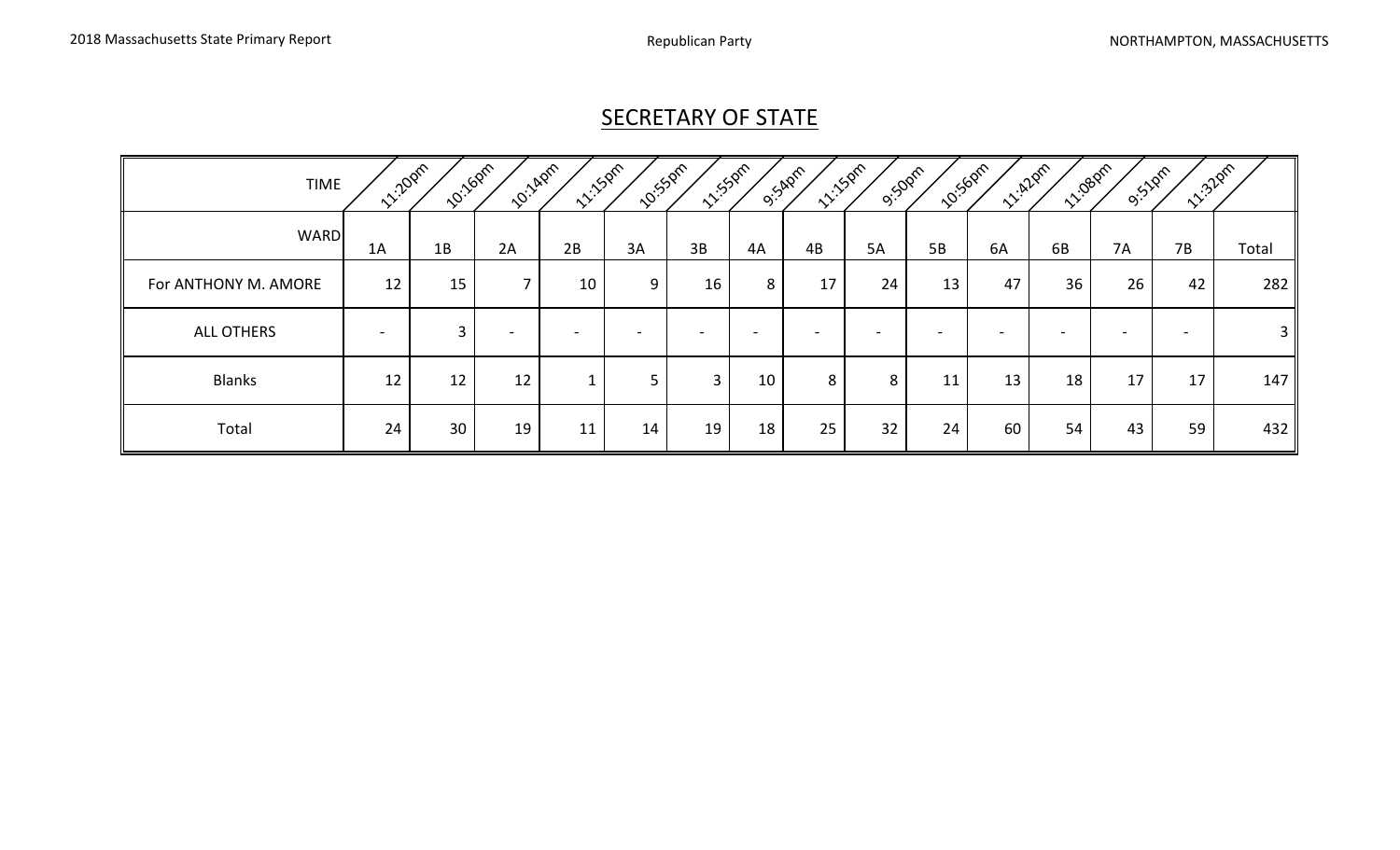## SECRETARY OF STATE

| TIME | 11:20pm | 10:16pm | 10:14pm | 11:15pm | 10:55pm | 11:55pm | 9:54pm | 11:15pm | 9:50pm | 10:56pm | 11:42pm | 11:08pm | 9:51pm | 11:32pm | |
|---|---|---|---|---|---|---|---|---|---|---|---|---|---|---|---|
| WARD | 1A | 1B | 2A | 2B | 3A | 3B | 4A | 4B | 5A | 5B | 6A | 6B | 7A | 7B | Total |
| For ANTHONY M. AMORE | 12 | 15 | 7 | 10 | 9 | 16 | 8 | 17 | 24 | 13 | 47 | 36 | 26 | 42 | 282 |
| ALL OTHERS | - | 3 | - | - | - | - | - | - | - | - | - | - | - | - | 3 |
| Blanks | 12 | 12 | 12 | 1 | 5 | 3 | 10 | 8 | 8 | 11 | 13 | 18 | 17 | 17 | 147 |
| Total | 24 | 30 | 19 | 11 | 14 | 19 | 18 | 25 | 32 | 24 | 60 | 54 | 43 | 59 | 432 |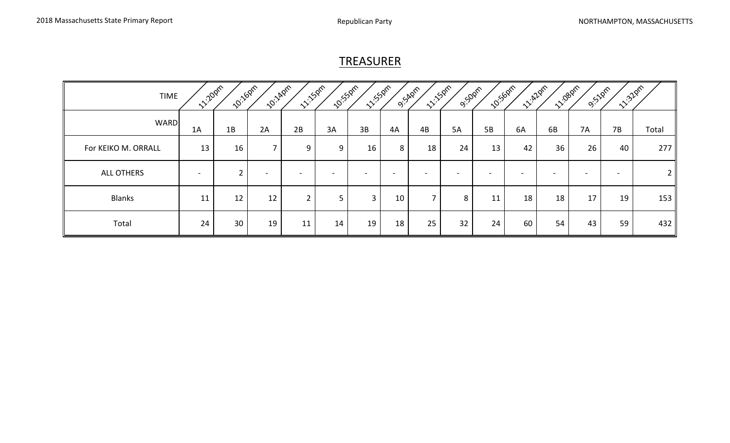## TREASURER

| TIME | 11:20pm | 10:16pm | 10:14pm | 11:15pm | 10:55pm | 11:55pm | 9:54pm | 11:15pm | 9:50pm | 10:56pm | 11:42pm | 11:08pm | 9:51pm | 11:32pm | |
|---|---|---|---|---|---|---|---|---|---|---|---|---|---|---|---|
| WARD | 1A | 1B | 2A | 2B | 3A | 3B | 4A | 4B | 5A | 5B | 6A | 6B | 7A | 7B | Total |
| For KEIKO M. ORRALL | 13 | 16 | 7 | 9 | 9 | 16 | 8 | 18 | 24 | 13 | 42 | 36 | 26 | 40 | 277 |
| ALL OTHERS | - | 2 | - | - | - | - | - | - | - | - | - | - | - | - | 2 |
| Blanks | 11 | 12 | 12 | 2 | 5 | 3 | 10 | 7 | 8 | 11 | 18 | 18 | 17 | 19 | 153 |
| Total | 24 | 30 | 19 | 11 | 14 | 19 | 18 | 25 | 32 | 24 | 60 | 54 | 43 | 59 | 432 |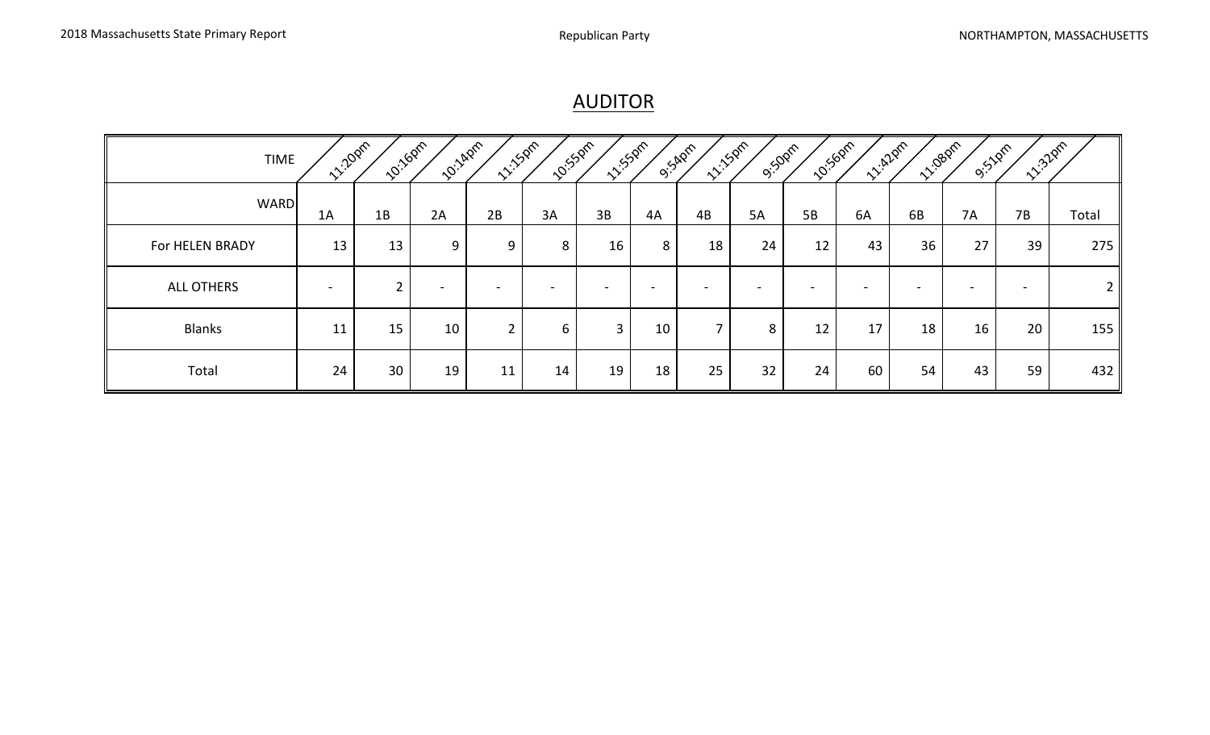## AUDITOR

| TIME | 11:20pm | 10:16pm | 10:14pm | 11:15pm | 10:55pm | 11:55pm | 9:54pm | 11:15pm | 9:50pm | 10:56pm | 11:42pm | 11:08pm | 9:51pm | 11:32pm | |
|---|---|---|---|---|---|---|---|---|---|---|---|---|---|---|---|
| WARD | 1A | 1B | 2A | 2B | 3A | 3B | 4A | 4B | 5A | 5B | 6A | 6B | 7A | 7B | Total |
| For HELEN BRADY | 13 | 13 | 9 | 9 | 8 | 16 | 8 | 18 | 24 | 12 | 43 | 36 | 27 | 39 | 275 |
| ALL OTHERS | - | 2 | - | - | - | - | - | - | - | - | - | - | - | - | 2 |
| Blanks | 11 | 15 | 10 | 2 | 6 | 3 | 10 | 7 | 8 | 12 | 17 | 18 | 16 | 20 | 155 |
| Total | 24 | 30 | 19 | 11 | 14 | 19 | 18 | 25 | 32 | 24 | 60 | 54 | 43 | 59 | 432 |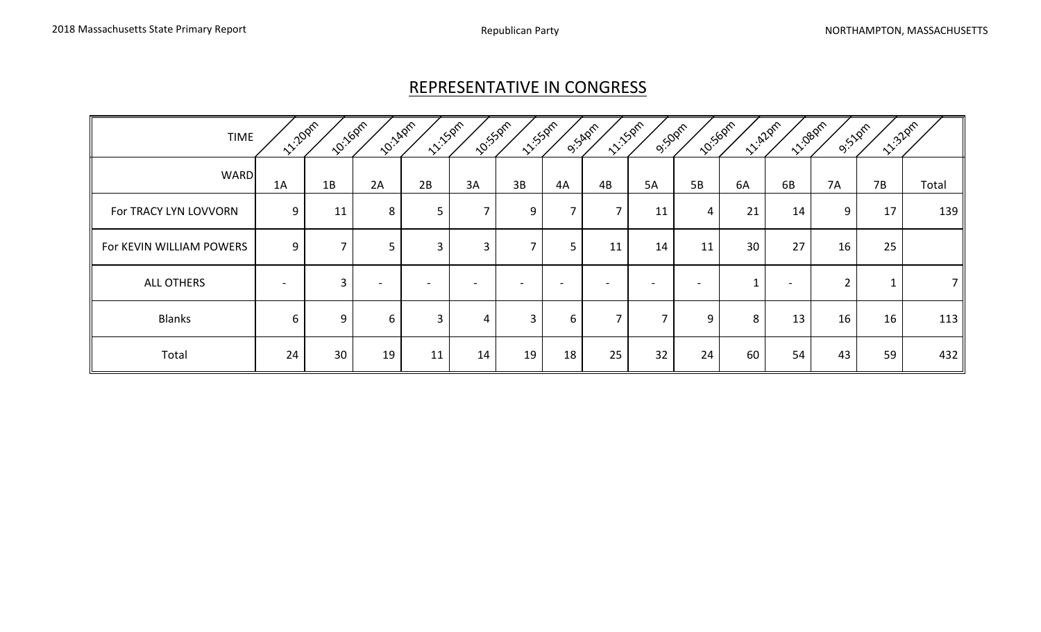## REPRESENTATIVE IN CONGRESS

| TIME | 11:20pm | 10:16pm | 10:14pm | 11:15pm | 10:55pm | 11:55pm | 9:54pm | 11:15pm | 9:50pm | 10:56pm | 11:42pm | 11:08pm | 9:51pm | 11:32pm | |
|---|---|---|---|---|---|---|---|---|---|---|---|---|---|---|---|
| WARD | 1A | 1B | 2A | 2B | 3A | 3B | 4A | 4B | 5A | 5B | 6A | 6B | 7A | 7B | Total |
| For TRACY LYN LOVVORN | 9 | 11 | 8 | 5 | 7 | 9 | 7 | 7 | 11 | 4 | 21 | 14 | 9 | 17 | 139 |
| For KEVIN WILLIAM POWERS | 9 | 7 | 5 | 3 | 3 | 7 | 5 | 11 | 14 | 11 | 30 | 27 | 16 | 25 | |
| ALL OTHERS | - | 3 | - | - | - | - | - | - | - | - | 1 | - | 2 | 1 | 7 |
| Blanks | 6 | 9 | 6 | 3 | 4 | 3 | 6 | 7 | 7 | 9 | 8 | 13 | 16 | 16 | 113 |
| Total | 24 | 30 | 19 | 11 | 14 | 19 | 18 | 25 | 32 | 24 | 60 | 54 | 43 | 59 | 432 |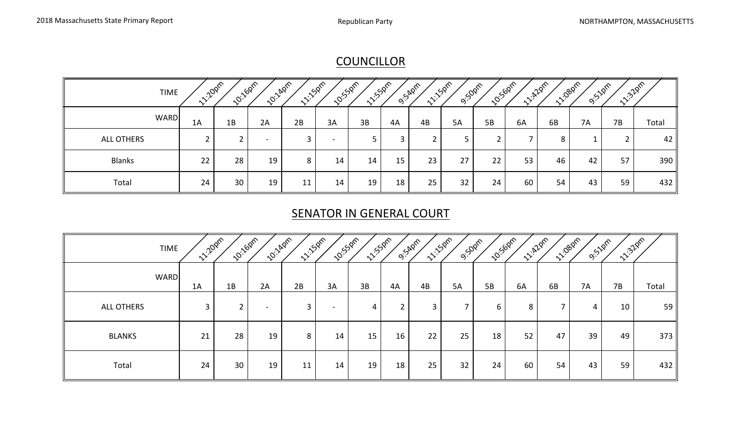## COUNCILLOR

| TIME | 11:20pm | 10:16pm | 10:14pm | 11:15pm | 10:55pm | 11:55pm | 9:54pm | 11:15pm | 9:50pm | 10:56pm | 11:42pm | 11:08pm | 9:51pm | 11:32pm | |
|---|---|---|---|---|---|---|---|---|---|---|---|---|---|---|---|
| WARD | 1A | 1B | 2A | 2B | 3A | 3B | 4A | 4B | 5A | 5B | 6A | 6B | 7A | 7B | Total |
| ALL OTHERS | 2 | 2 | - | 3 | - | 5 | 3 | 2 | 5 | 2 | 7 | 8 | 1 | 2 | 42 |
| Blanks | 22 | 28 | 19 | 8 | 14 | 14 | 15 | 23 | 27 | 22 | 53 | 46 | 42 | 57 | 390 |
| Total | 24 | 30 | 19 | 11 | 14 | 19 | 18 | 25 | 32 | 24 | 60 | 54 | 43 | 59 | 432 |

## SENATOR IN GENERAL COURT

| TIME | 11:20pm | 10:16pm | 10:14pm | 11:15pm | 10:55pm | 11:55pm | 9:54pm | 11:15pm | 9:50pm | 10:56pm | 11:42pm | 11:08pm | 9:51pm | 11:32pm | |
|---|---|---|---|---|---|---|---|---|---|---|---|---|---|---|---|
| WARD | 1A | 1B | 2A | 2B | 3A | 3B | 4A | 4B | 5A | 5B | 6A | 6B | 7A | 7B | Total |
| ALL OTHERS | 3 | 2 | - | 3 | - | 4 | 2 | 3 | 7 | 6 | 8 | 7 | 4 | 10 | 59 |
| BLANKS | 21 | 28 | 19 | 8 | 14 | 15 | 16 | 22 | 25 | 18 | 52 | 47 | 39 | 49 | 373 |
| Total | 24 | 30 | 19 | 11 | 14 | 19 | 18 | 25 | 32 | 24 | 60 | 54 | 43 | 59 | 432 |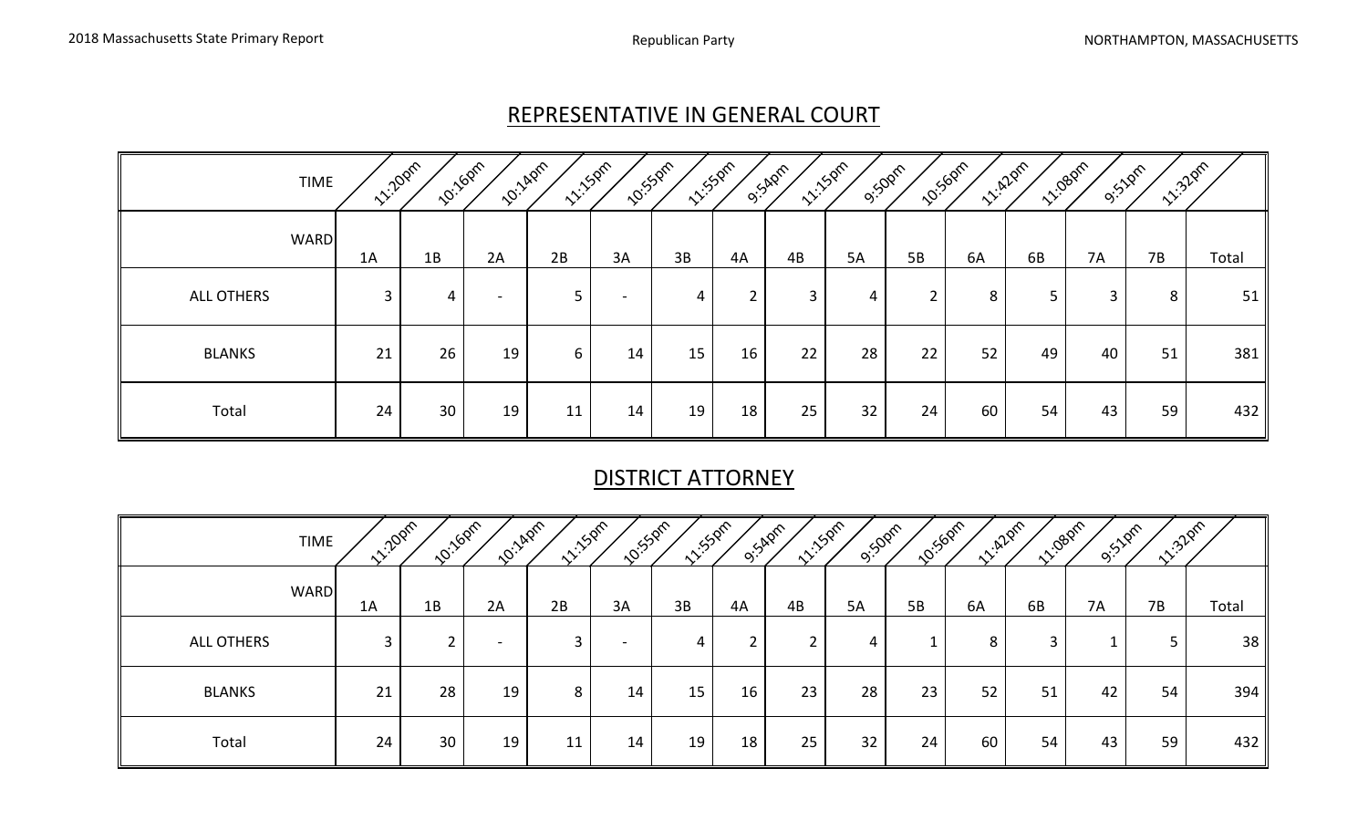## REPRESENTATIVE IN GENERAL COURT

| TIME | 11:20pm | 10:16pm | 10:14pm | 11:15pm | 10:55pm | 11:55pm | 9:54pm | 11:15pm | 9:50pm | 10:56pm | 11:42pm | 11:08pm | 9:51pm | 11:32pm | |
|---|---|---|---|---|---|---|---|---|---|---|---|---|---|---|---|
| WARD | 1A | 1B | 2A | 2B | 3A | 3B | 4A | 4B | 5A | 5B | 6A | 6B | 7A | 7B | Total |
| ALL OTHERS | 3 | 4 | - | 5 | - | 4 | 2 | 3 | 4 | 2 | 8 | 5 | 3 | 8 | 51 |
| BLANKS | 21 | 26 | 19 | 6 | 14 | 15 | 16 | 22 | 28 | 22 | 52 | 49 | 40 | 51 | 381 |
| Total | 24 | 30 | 19 | 11 | 14 | 19 | 18 | 25 | 32 | 24 | 60 | 54 | 43 | 59 | 432 |

## DISTRICT ATTORNEY

| TIME | 11:20pm | 10:16pm | 10:14pm | 11:15pm | 10:55pm | 11:55pm | 9:54pm | 11:15pm | 9:50pm | 10:56pm | 11:42pm | 11:08pm | 9:51pm | 11:32pm | |
|---|---|---|---|---|---|---|---|---|---|---|---|---|---|---|---|
| WARD | 1A | 1B | 2A | 2B | 3A | 3B | 4A | 4B | 5A | 5B | 6A | 6B | 7A | 7B | Total |
| ALL OTHERS | 3 | 2 | - | 3 | - | 4 | 2 | 2 | 4 | 1 | 8 | 3 | 1 | 5 | 38 |
| BLANKS | 21 | 28 | 19 | 8 | 14 | 15 | 16 | 23 | 28 | 23 | 52 | 51 | 42 | 54 | 394 |
| Total | 24 | 30 | 19 | 11 | 14 | 19 | 18 | 25 | 32 | 24 | 60 | 54 | 43 | 59 | 432 |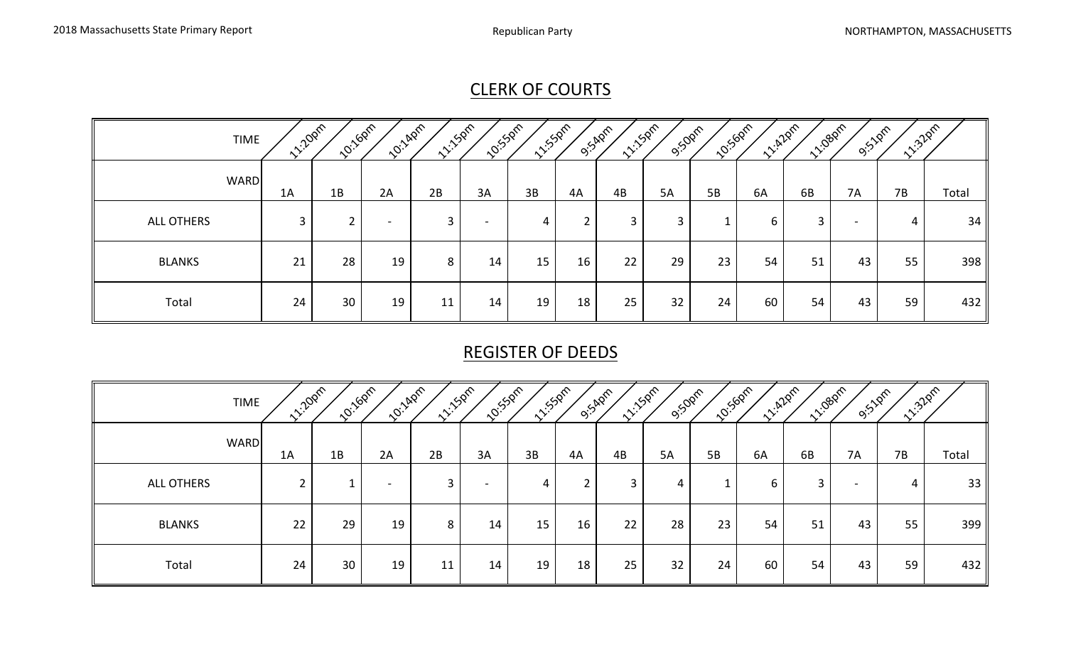## CLERK OF COURTS

| TIME | 11:20pm | 10:16pm | 10:14pm | 11:15pm | 10:55pm | 11:55pm | 9:54pm | 11:15pm | 9:50pm | 10:56pm | 11:42pm | 11:08pm | 9:51pm | 11:32pm | |
|---|---|---|---|---|---|---|---|---|---|---|---|---|---|---|---|
| WARD | 1A | 1B | 2A | 2B | 3A | 3B | 4A | 4B | 5A | 5B | 6A | 6B | 7A | 7B | Total |
| ALL OTHERS | 3 | 2 | - | 3 | - | 4 | 2 | 3 | 3 | 1 | 6 | 3 | - | 4 | 34 |
| BLANKS | 21 | 28 | 19 | 8 | 14 | 15 | 16 | 22 | 29 | 23 | 54 | 51 | 43 | 55 | 398 |
| Total | 24 | 30 | 19 | 11 | 14 | 19 | 18 | 25 | 32 | 24 | 60 | 54 | 43 | 59 | 432 |

## REGISTER OF DEEDS

| TIME | 11:20pm | 10:16pm | 10:14pm | 11:15pm | 10:55pm | 11:55pm | 9:54pm | 11:15pm | 9:50pm | 10:56pm | 11:42pm | 11:08pm | 9:51pm | 11:32pm | |
|---|---|---|---|---|---|---|---|---|---|---|---|---|---|---|---|
| WARD | 1A | 1B | 2A | 2B | 3A | 3B | 4A | 4B | 5A | 5B | 6A | 6B | 7A | 7B | Total |
| ALL OTHERS | 2 | 1 | - | 3 | - | 4 | 2 | 3 | 4 | 1 | 6 | 3 | - | 4 | 33 |
| BLANKS | 22 | 29 | 19 | 8 | 14 | 15 | 16 | 22 | 28 | 23 | 54 | 51 | 43 | 55 | 399 |
| Total | 24 | 30 | 19 | 11 | 14 | 19 | 18 | 25 | 32 | 24 | 60 | 54 | 43 | 59 | 432 |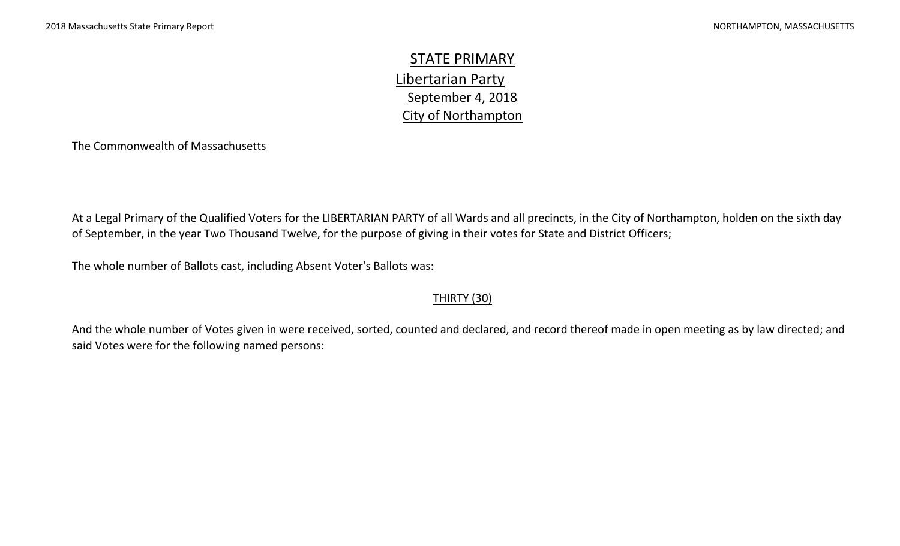# STATE PRIMARY

## Libertarian Party

September 4, 2018

City of Northampton

The Commonwealth of Massachusetts

At a Legal Primary of the Qualified Voters for the LIBERTARIAN PARTY of all Wards and all precincts, in the City of Northampton, holden on the sixth day of September, in the year Two Thousand Twelve, for the purpose of giving in their votes for State and District Officers;

The whole number of Ballots cast, including Absent Voter's Ballots was:

THIRTY (30)

And the whole number of Votes given in were received, sorted, counted and declared, and record thereof made in open meeting as by law directed; and said Votes were for the following named persons: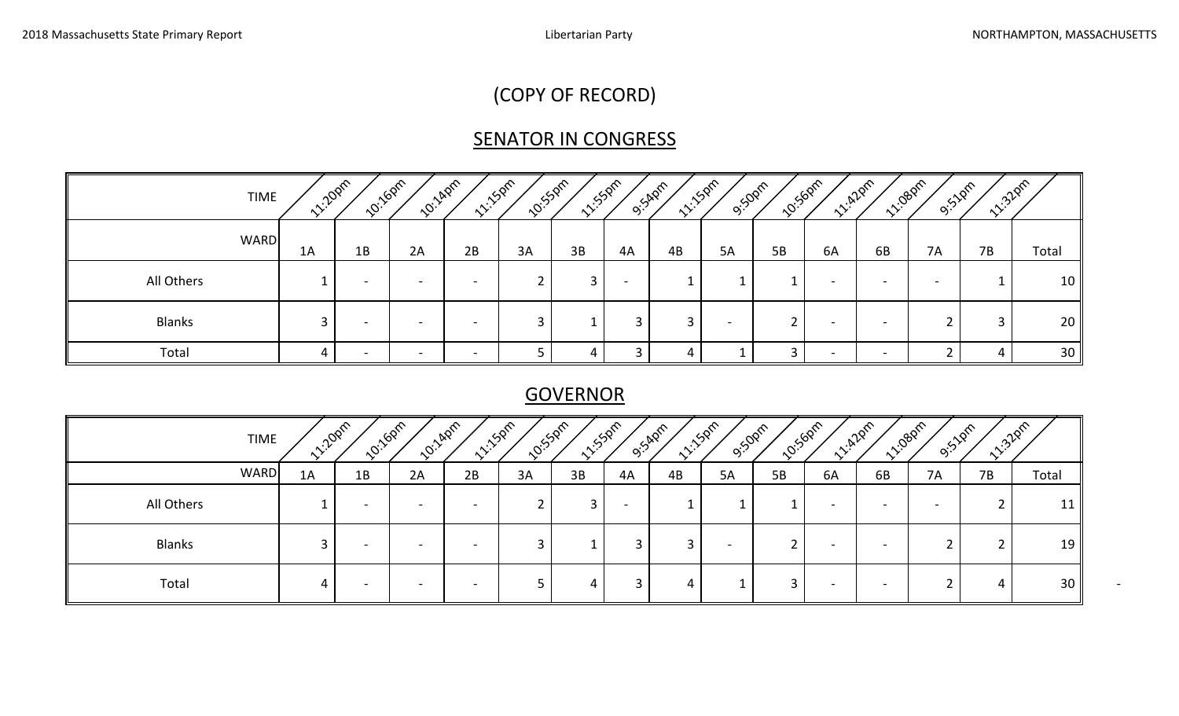(COPY OF RECORD)

## SENATOR IN CONGRESS

| TIME | 11:20pm | 10:16pm | 10:14pm | 11:15pm | 10:55pm | 11:55pm | 9:54pm | 11:15pm | 9:50pm | 10:56pm | 11:42pm | 11:08pm | 9:51pm | 11:32pm | |
|---|---|---|---|---|---|---|---|---|---|---|---|---|---|---|---|
| WARD | 1A | 1B | 2A | 2B | 3A | 3B | 4A | 4B | 5A | 5B | 6A | 6B | 7A | 7B | Total |
| All Others | 1 | - | - | - | 2 | 3 | - | 1 | 1 | 1 | - | - | - | 1 | 10 |
| Blanks | 3 | - | - | - | 3 | 1 | 3 | 3 | - | 2 | - | - | 2 | 3 | 20 |
| Total | 4 | - | - | - | 5 | 4 | 3 | 4 | 1 | 3 | - | - | 2 | 4 | 30 |

## GOVERNOR

| TIME | 11:20pm | 10:16pm | 10:14pm | 11:15pm | 10:55pm | 11:55pm | 9:54pm | 11:15pm | 9:50pm | 10:56pm | 11:42pm | 11:08pm | 9:51pm | 11:32pm | |
|---|---|---|---|---|---|---|---|---|---|---|---|---|---|---|---|
| WARD | 1A | 1B | 2A | 2B | 3A | 3B | 4A | 4B | 5A | 5B | 6A | 6B | 7A | 7B | Total |
| All Others | 1 | - | - | - | 2 | 3 | - | 1 | 1 | 1 | - | - | - | 2 | 11 |
| Blanks | 3 | - | - | - | 3 | 1 | 3 | 3 | - | 2 | - | - | 2 | 2 | 19 |
| Total | 4 | - | - | - | 5 | 4 | 3 | 4 | 1 | 3 | - | - | 2 | 4 | 30 |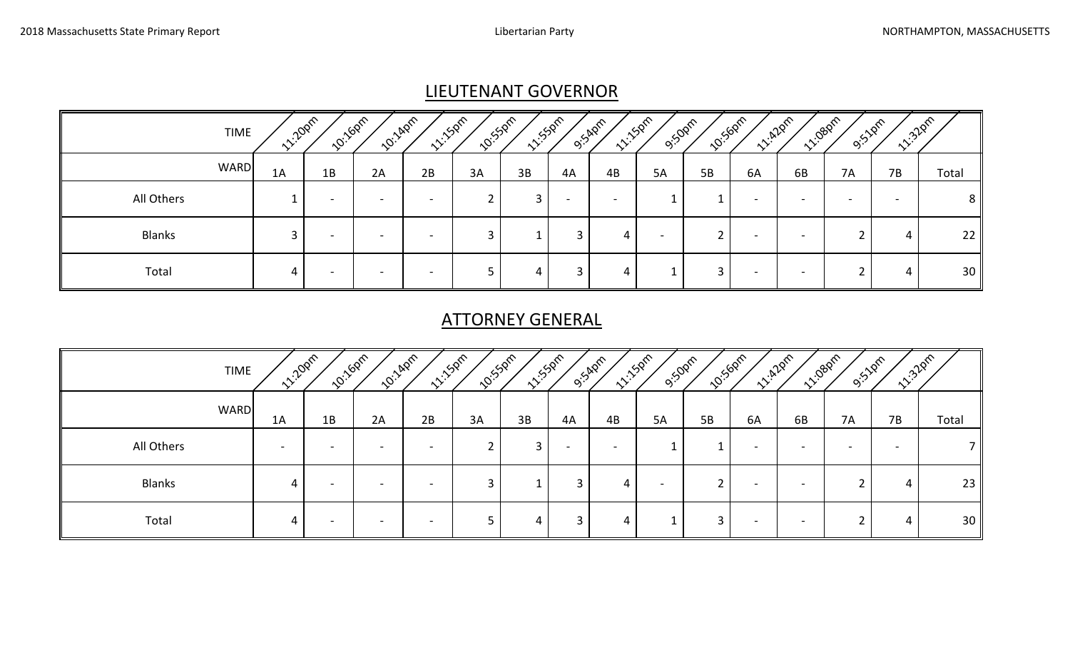## LIEUTENANT GOVERNOR

| TIME | 11:20pm | 10:16pm | 10:14pm | 11:15pm | 10:55pm | 11:55pm | 9:54pm | 11:15pm | 9:50pm | 10:56pm | 11:42pm | 11:08pm | 9:51pm | 11:32pm | |
|---|---|---|---|---|---|---|---|---|---|---|---|---|---|---|---|
| WARD | 1A | 1B | 2A | 2B | 3A | 3B | 4A | 4B | 5A | 5B | 6A | 6B | 7A | 7B | Total |
| All Others | 1 | - | - | - | 2 | 3 | - | - | 1 | 1 | - | - | - | - | 8 |
| Blanks | 3 | - | - | - | 3 | 1 | 3 | 4 | - | 2 | - | - | 2 | 4 | 22 |
| Total | 4 | - | - | - | 5 | 4 | 3 | 4 | 1 | 3 | - | - | 2 | 4 | 30 |

## ATTORNEY GENERAL

| TIME | 11:20pm | 10:16pm | 10:14pm | 11:15pm | 10:55pm | 11:55pm | 9:54pm | 11:15pm | 9:50pm | 10:56pm | 11:42pm | 11:08pm | 9:51pm | 11:32pm | |
|---|---|---|---|---|---|---|---|---|---|---|---|---|---|---|---|
| WARD | 1A | 1B | 2A | 2B | 3A | 3B | 4A | 4B | 5A | 5B | 6A | 6B | 7A | 7B | Total |
| All Others | - | - | - | - | 2 | 3 | - | - | 1 | 1 | - | - | - | - | 7 |
| Blanks | 4 | - | - | - | 3 | 1 | 3 | 4 | - | 2 | - | - | 2 | 4 | 23 |
| Total | 4 | - | - | - | 5 | 4 | 3 | 4 | 1 | 3 | - | - | 2 | 4 | 30 |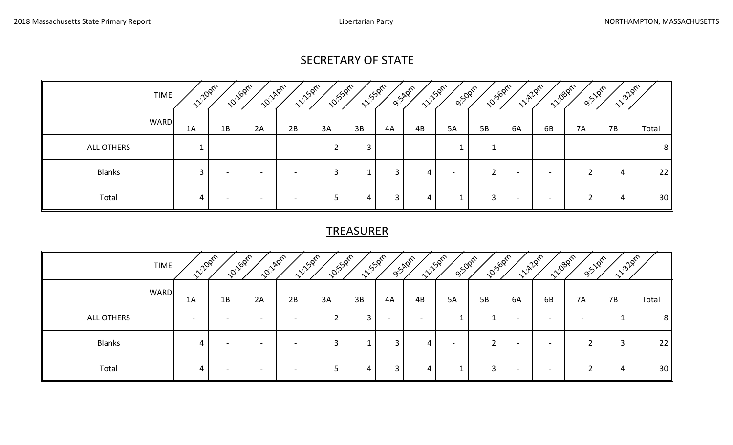## SECRETARY OF STATE

| TIME | 11:20pm | 10:16pm | 10:14pm | 11:15pm | 10:55pm | 11:55pm | 9:54pm | 11:15pm | 9:50pm | 10:56pm | 11:42pm | 11:08pm | 9:51pm | 11:32pm | |
|---|---|---|---|---|---|---|---|---|---|---|---|---|---|---|---|
| WARD | 1A | 1B | 2A | 2B | 3A | 3B | 4A | 4B | 5A | 5B | 6A | 6B | 7A | 7B | Total |
| ALL OTHERS | 1 | - | - | - | 2 | 3 | - | - | 1 | 1 | - | - | - | - | 8 |
| Blanks | 3 | - | - | - | 3 | 1 | 3 | 4 | - | 2 | - | - | 2 | 4 | 22 |
| Total | 4 | - | - | - | 5 | 4 | 3 | 4 | 1 | 3 | - | - | 2 | 4 | 30 |

## TREASURER

| TIME | 11:20pm | 10:16pm | 10:14pm | 11:15pm | 10:55pm | 11:55pm | 9:54pm | 11:15pm | 9:50pm | 10:56pm | 11:42pm | 11:08pm | 9:51pm | 11:32pm | |
|---|---|---|---|---|---|---|---|---|---|---|---|---|---|---|---|
| WARD | 1A | 1B | 2A | 2B | 3A | 3B | 4A | 4B | 5A | 5B | 6A | 6B | 7A | 7B | Total |
| ALL OTHERS | - | - | - | - | 2 | 3 | - | - | 1 | 1 | - | - | - | 1 | 8 |
| Blanks | 4 | - | - | - | 3 | 1 | 3 | 4 | - | 2 | - | - | 2 | 3 | 22 |
| Total | 4 | - | - | - | 5 | 4 | 3 | 4 | 1 | 3 | - | - | 2 | 4 | 30 |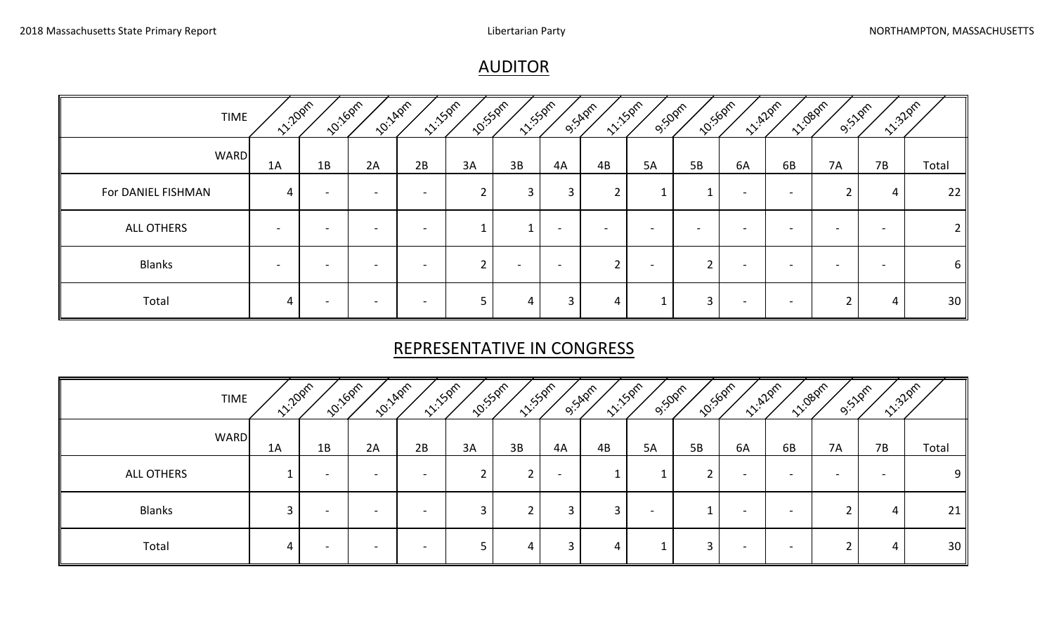## AUDITOR

| TIME | 11:20pm | 10:16pm | 10:14pm | 11:15pm | 10:55pm | 11:55pm | 9:54pm | 11:15pm | 9:50pm | 10:56pm | 11:42pm | 11:08pm | 9:51pm | 11:32pm | |
|---|---|---|---|---|---|---|---|---|---|---|---|---|---|---|---|
| WARD | 1A | 1B | 2A | 2B | 3A | 3B | 4A | 4B | 5A | 5B | 6A | 6B | 7A | 7B | Total |
| For DANIEL FISHMAN | 4 | - | - | - | 2 | 3 | 3 | 2 | 1 | 1 | - | - | 2 | 4 | 22 |
| ALL OTHERS | - | - | - | - | 1 | 1 | - | - | - | - | - | - | - | - | 2 |
| Blanks | - | - | - | - | 2 | - | - | 2 | - | 2 | - | - | - | - | 6 |
| Total | 4 | - | - | - | 5 | 4 | 3 | 4 | 1 | 3 | - | - | 2 | 4 | 30 |

## REPRESENTATIVE IN CONGRESS

| TIME | 11:20pm | 10:16pm | 10:14pm | 11:15pm | 10:55pm | 11:55pm | 9:54pm | 11:15pm | 9:50pm | 10:56pm | 11:42pm | 11:08pm | 9:51pm | 11:32pm | |
|---|---|---|---|---|---|---|---|---|---|---|---|---|---|---|---|
| WARD | 1A | 1B | 2A | 2B | 3A | 3B | 4A | 4B | 5A | 5B | 6A | 6B | 7A | 7B | Total |
| ALL OTHERS | 1 | - | - | - | 2 | 2 | - | 1 | 1 | 2 | - | - | - | - | 9 |
| Blanks | 3 | - | - | - | 3 | 2 | 3 | 3 | - | 1 | - | - | 2 | 4 | 21 |
| Total | 4 | - | - | - | 5 | 4 | 3 | 4 | 1 | 3 | - | - | 2 | 4 | 30 |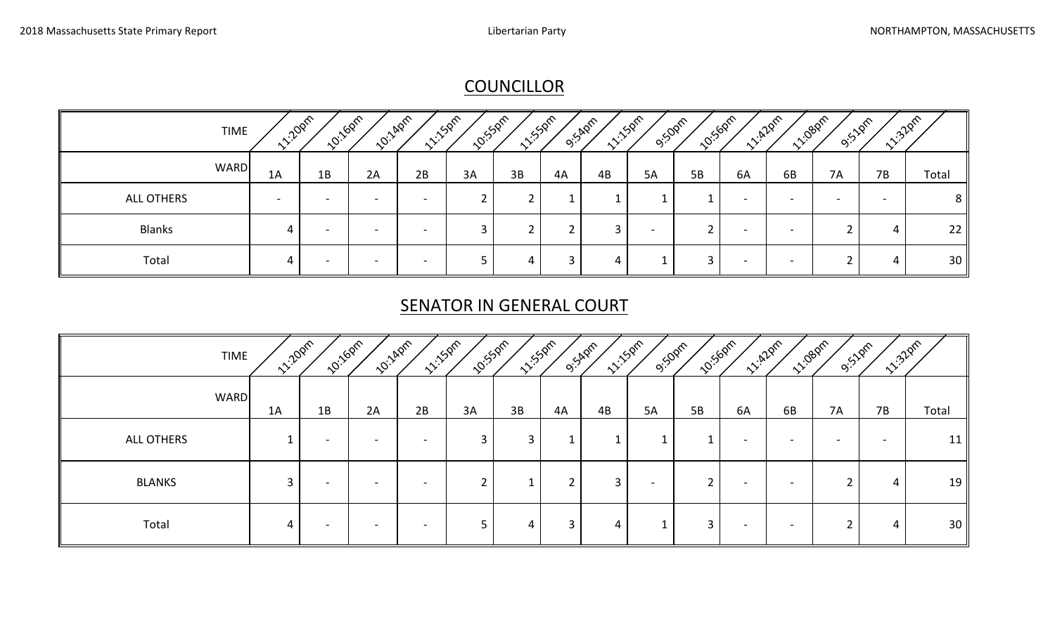## COUNCILLOR

| TIME | 11:20pm | 10:16pm | 10:14pm | 11:15pm | 10:55pm | 11:55pm | 9:54pm | 11:15pm | 9:50pm | 10:56pm | 11:42pm | 11:08pm | 9:51pm | 11:32pm | |
|---|---|---|---|---|---|---|---|---|---|---|---|---|---|---|---|
| WARD | 1A | 1B | 2A | 2B | 3A | 3B | 4A | 4B | 5A | 5B | 6A | 6B | 7A | 7B | Total |
| ALL OTHERS | - | - | - | - | 2 | 2 | 1 | 1 | 1 | 1 | - | - | - | - | 8 |
| Blanks | 4 | - | - | - | 3 | 2 | 2 | 3 | - | 2 | - | - | 2 | 4 | 22 |
| Total | 4 | - | - | - | 5 | 4 | 3 | 4 | 1 | 3 | - | - | 2 | 4 | 30 |

## SENATOR IN GENERAL COURT

| TIME | 11:20pm | 10:16pm | 10:14pm | 11:15pm | 10:55pm | 11:55pm | 9:54pm | 11:15pm | 9:50pm | 10:56pm | 11:42pm | 11:08pm | 9:51pm | 11:32pm | |
|---|---|---|---|---|---|---|---|---|---|---|---|---|---|---|---|
| WARD | 1A | 1B | 2A | 2B | 3A | 3B | 4A | 4B | 5A | 5B | 6A | 6B | 7A | 7B | Total |
| ALL OTHERS | 1 | - | - | - | 3 | 3 | 1 | 1 | 1 | 1 | - | - | - | - | 11 |
| BLANKS | 3 | - | - | - | 2 | 1 | 2 | 3 | - | 2 | - | - | 2 | 4 | 19 |
| Total | 4 | - | - | - | 5 | 4 | 3 | 4 | 1 | 3 | - | - | 2 | 4 | 30 |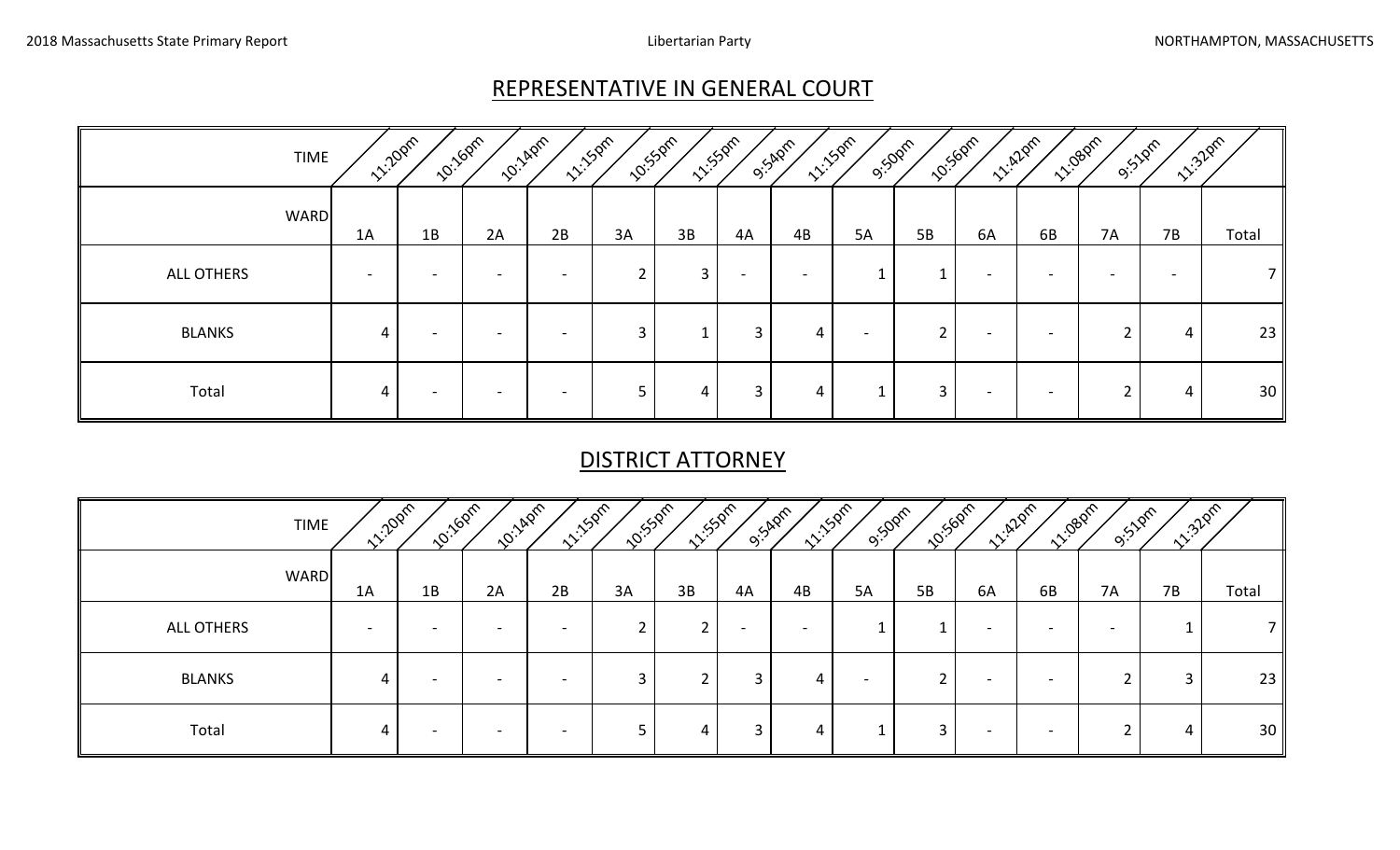## REPRESENTATIVE IN GENERAL COURT

| TIME | 11:20pm | 10:16pm | 10:14pm | 11:15pm | 10:55pm | 11:55pm | 9:54pm | 11:15pm | 9:50pm | 10:56pm | 11:42pm | 11:08pm | 9:51pm | 11:32pm | |
|---|---|---|---|---|---|---|---|---|---|---|---|---|---|---|---|
| WARD | 1A | 1B | 2A | 2B | 3A | 3B | 4A | 4B | 5A | 5B | 6A | 6B | 7A | 7B | Total |
| ALL OTHERS | - | - | - | - | 2 | 3 | - | - | 1 | 1 | - | - | - | - | 7 |
| BLANKS | 4 | - | - | - | 3 | 1 | 3 | 4 | - | 2 | - | - | 2 | 4 | 23 |
| Total | 4 | - | - | - | 5 | 4 | 3 | 4 | 1 | 3 | - | - | 2 | 4 | 30 |

## DISTRICT ATTORNEY

| TIME | 11:20pm | 10:16pm | 10:14pm | 11:15pm | 10:55pm | 11:55pm | 9:54pm | 11:15pm | 9:50pm | 10:56pm | 11:42pm | 11:08pm | 9:51pm | 11:32pm | |
|---|---|---|---|---|---|---|---|---|---|---|---|---|---|---|---|
| WARD | 1A | 1B | 2A | 2B | 3A | 3B | 4A | 4B | 5A | 5B | 6A | 6B | 7A | 7B | Total |
| ALL OTHERS | - | - | - | - | 2 | 2 | - | - | 1 | 1 | - | - | - | 1 | 7 |
| BLANKS | 4 | - | - | - | 3 | 2 | 3 | 4 | - | 2 | - | - | 2 | 3 | 23 |
| Total | 4 | - | - | - | 5 | 4 | 3 | 4 | 1 | 3 | - | - | 2 | 4 | 30 |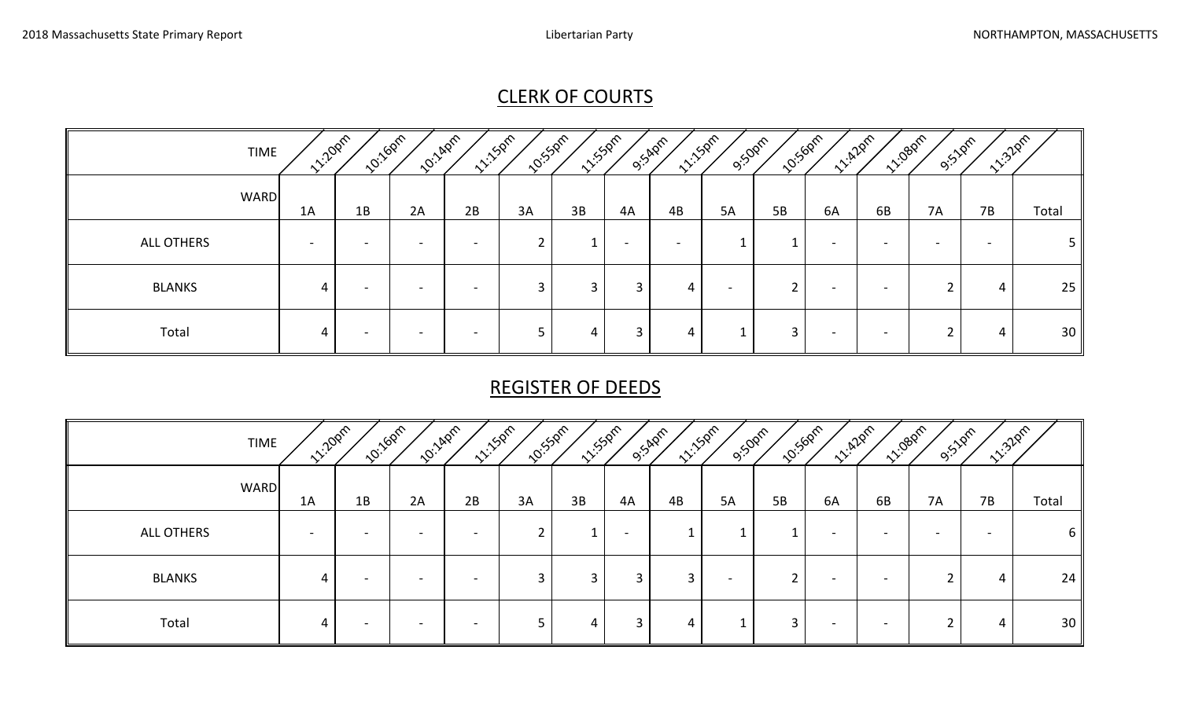## CLERK OF COURTS

| TIME | 11:20pm | 10:16pm | 10:14pm | 11:15pm | 10:55pm | 11:55pm | 9:54pm | 11:15pm | 9:50pm | 10:56pm | 11:42pm | 11:08pm | 9:51pm | 11:32pm | |
|---|---|---|---|---|---|---|---|---|---|---|---|---|---|---|---|
| WARD | 1A | 1B | 2A | 2B | 3A | 3B | 4A | 4B | 5A | 5B | 6A | 6B | 7A | 7B | Total |
| ALL OTHERS | - | - | - | - | 2 | 1 | - | - | 1 | 1 | - | - | - | - | 5 |
| BLANKS | 4 | - | - | - | 3 | 3 | 3 | 4 | - | 2 | - | - | 2 | 4 | 25 |
| Total | 4 | - | - | - | 5 | 4 | 3 | 4 | 1 | 3 | - | - | 2 | 4 | 30 |

## REGISTER OF DEEDS

| TIME | 11:20pm | 10:16pm | 10:14pm | 11:15pm | 10:55pm | 11:55pm | 9:54pm | 11:15pm | 9:50pm | 10:56pm | 11:42pm | 11:08pm | 9:51pm | 11:32pm | |
|---|---|---|---|---|---|---|---|---|---|---|---|---|---|---|---|
| WARD | 1A | 1B | 2A | 2B | 3A | 3B | 4A | 4B | 5A | 5B | 6A | 6B | 7A | 7B | Total |
| ALL OTHERS | - | - | - | - | 2 | 1 | - | 1 | 1 | 1 | - | - | - | - | 6 |
| BLANKS | 4 | - | - | - | 3 | 3 | 3 | 3 | - | 2 | - | - | 2 | 4 | 24 |
| Total | 4 | - | - | - | 5 | 4 | 3 | 4 | 1 | 3 | - | - | 2 | 4 | 30 |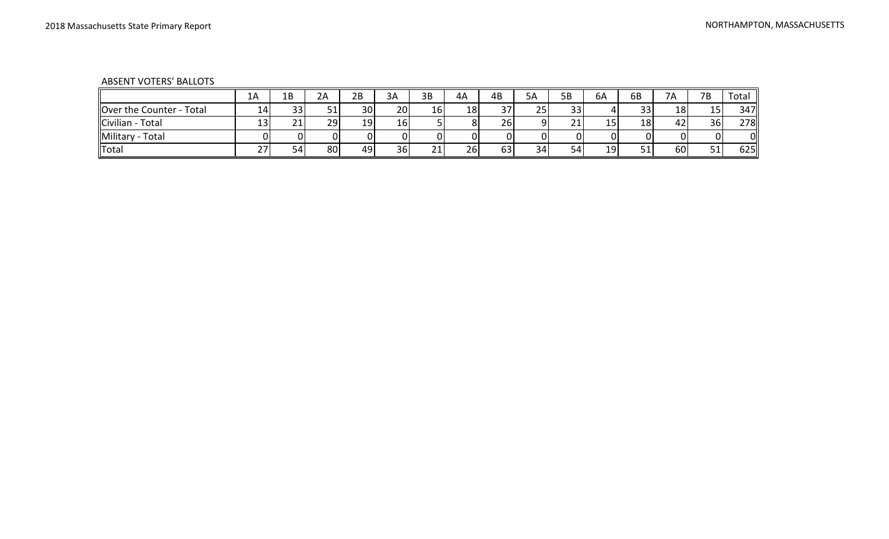ABSENT VOTERS' BALLOTS

| | 1A | 1B | 2A | 2B | 3A | 3B | 4A | 4B | 5A | 5B | 6A | 6B | 7A | 7B | Total |
|---|---|---|---|---|---|---|---|---|---|---|---|---|---|---|---|
| Over the Counter - Total | 14 | 33 | 51 | 30 | 20 | 16 | 18 | 37 | 25 | 33 | 4 | 33 | 18 | 15 | 347 |
| Civilian - Total | 13 | 21 | 29 | 19 | 16 | 5 | 8 | 26 | 9 | 21 | 15 | 18 | 42 | 36 | 278 |
| Military - Total | 0 | 0 | 0 | 0 | 0 | 0 | 0 | 0 | 0 | 0 | 0 | 0 | 0 | 0 | 0 |
| Total | 27 | 54 | 80 | 49 | 36 | 21 | 26 | 63 | 34 | 54 | 19 | 51 | 60 | 51 | 625 |